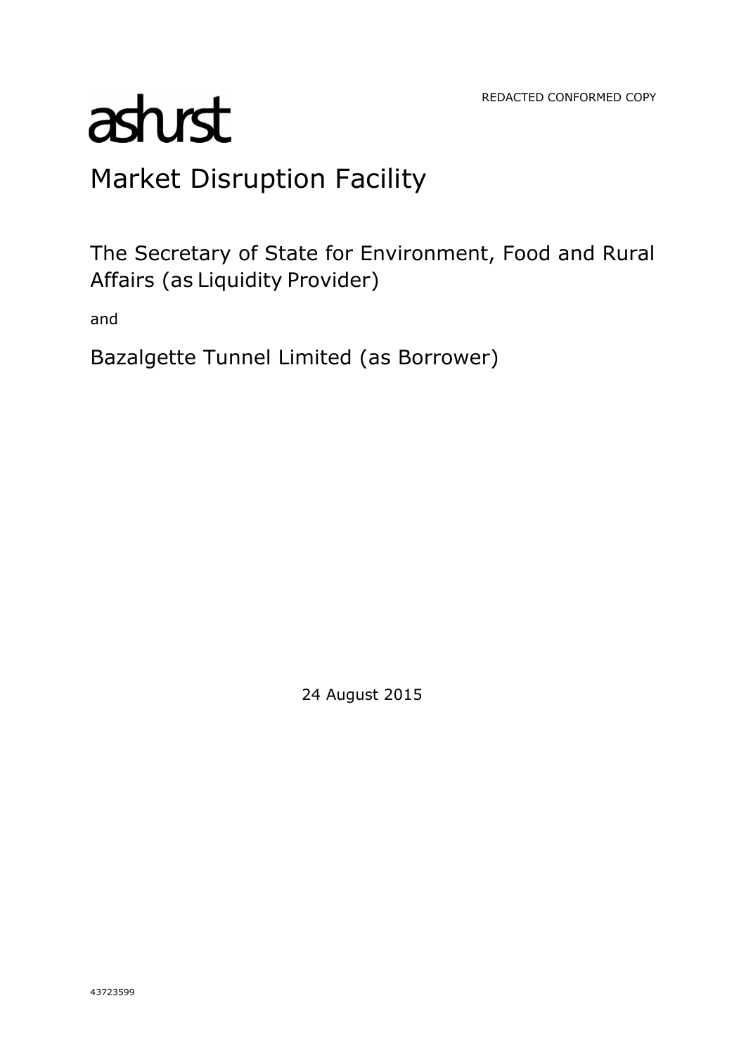REDACTED CONFORMED COPY

ashurst

# Market Disruption Facility

The Secretary of State for Environment, Food and Rural Affairs (as Liquidity Provider)

and

Bazalgette Tunnel Limited (as Borrower)

24 August 2015

43723599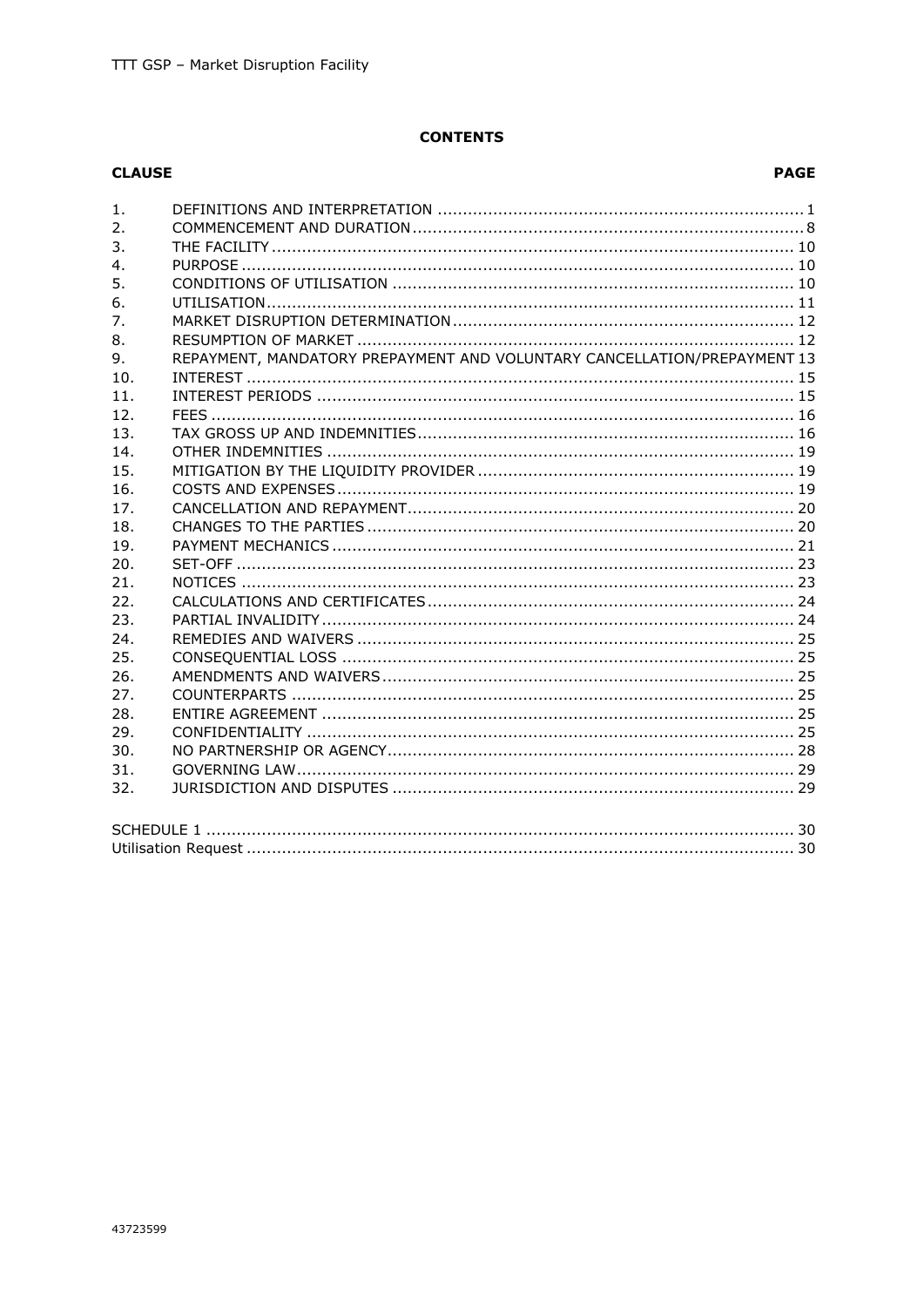**CONTENTS**

| CLAUSE | | PAGE |
|---|---|---|
| 1. | DEFINITIONS AND INTERPRETATION | 1 |
| 2. | COMMENCEMENT AND DURATION | 8 |
| 3. | THE FACILITY | 10 |
| 4. | PURPOSE | 10 |
| 5. | CONDITIONS OF UTILISATION | 10 |
| 6. | UTILISATION | 11 |
| 7. | MARKET DISRUPTION DETERMINATION | 12 |
| 8. | RESUMPTION OF MARKET | 12 |
| 9. | REPAYMENT, MANDATORY PREPAYMENT AND VOLUNTARY CANCELLATION/PREPAYMENT | 13 |
| 10. | INTEREST | 15 |
| 11. | INTEREST PERIODS | 15 |
| 12. | FEES | 16 |
| 13. | TAX GROSS UP AND INDEMNITIES | 16 |
| 14. | OTHER INDEMNITIES | 19 |
| 15. | MITIGATION BY THE LIQUIDITY PROVIDER | 19 |
| 16. | COSTS AND EXPENSES | 19 |
| 17. | CANCELLATION AND REPAYMENT | 20 |
| 18. | CHANGES TO THE PARTIES | 20 |
| 19. | PAYMENT MECHANICS | 21 |
| 20. | SET-OFF | 23 |
| 21. | NOTICES | 23 |
| 22. | CALCULATIONS AND CERTIFICATES | 24 |
| 23. | PARTIAL INVALIDITY | 24 |
| 24. | REMEDIES AND WAIVERS | 25 |
| 25. | CONSEQUENTIAL LOSS | 25 |
| 26. | AMENDMENTS AND WAIVERS | 25 |
| 27. | COUNTERPARTS | 25 |
| 28. | ENTIRE AGREEMENT | 25 |
| 29. | CONFIDENTIALITY | 25 |
| 30. | NO PARTNERSHIP OR AGENCY | 28 |
| 31. | GOVERNING LAW | 29 |
| 32. | JURISDICTION AND DISPUTES | 29 |

| | |
|---|---|
| SCHEDULE 1 | 30 |
| Utilisation Request | 30 |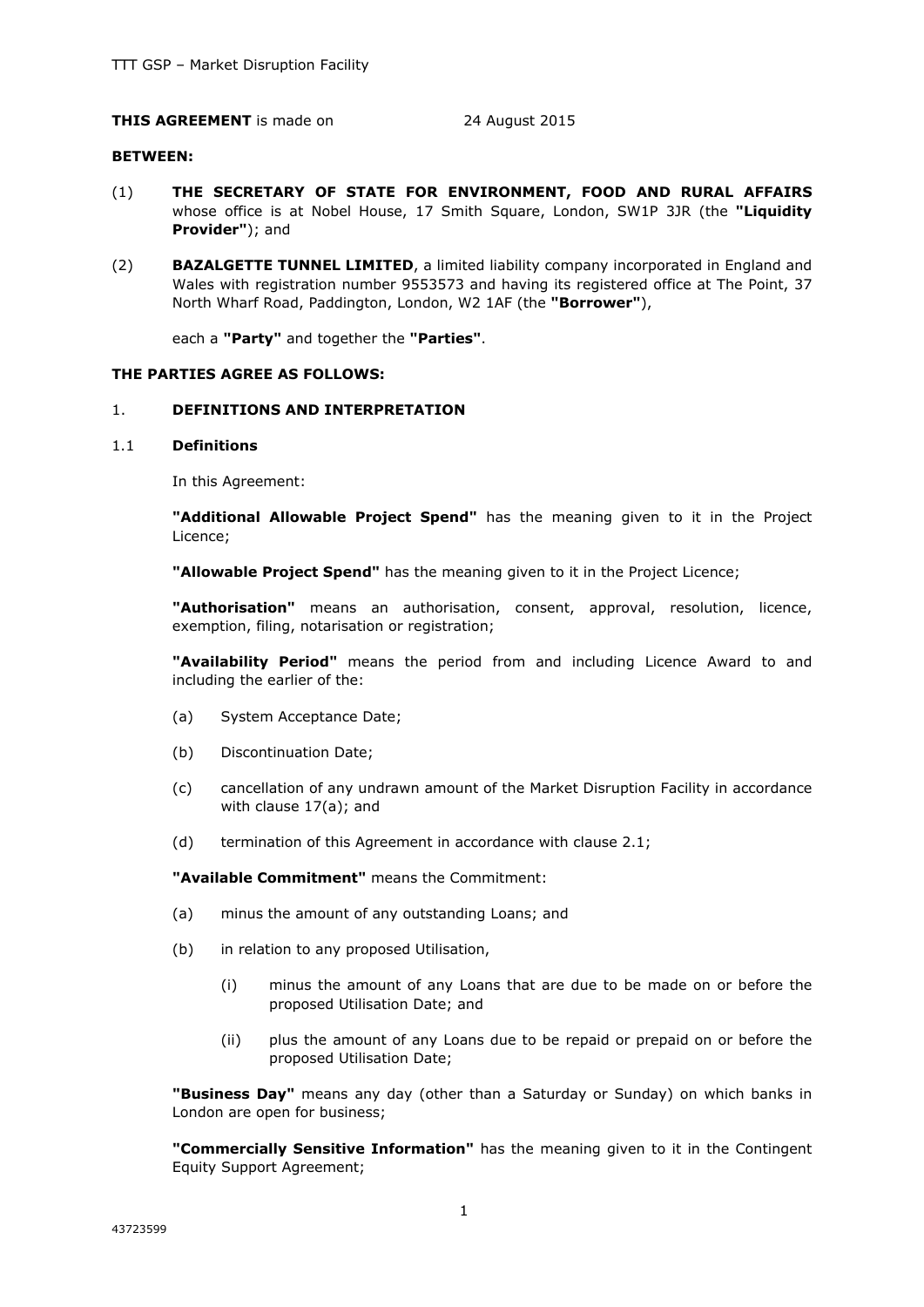**THIS AGREEMENT** is made on 24 August 2015

**BETWEEN:**

(1) **THE SECRETARY OF STATE FOR ENVIRONMENT, FOOD AND RURAL AFFAIRS** whose office is at Nobel House, 17 Smith Square, London, SW1P 3JR (the **"Liquidity Provider"**); and

(2) **BAZALGETTE TUNNEL LIMITED**, a limited liability company incorporated in England and Wales with registration number 9553573 and having its registered office at The Point, 37 North Wharf Road, Paddington, London, W2 1AF (the **"Borrower"**),

each a **"Party"** and together the **"Parties"**.

**THE PARTIES AGREE AS FOLLOWS:**

## 1. DEFINITIONS AND INTERPRETATION

### 1.1 Definitions

In this Agreement:

**"Additional Allowable Project Spend"** has the meaning given to it in the Project Licence;

**"Allowable Project Spend"** has the meaning given to it in the Project Licence;

**"Authorisation"** means an authorisation, consent, approval, resolution, licence, exemption, filing, notarisation or registration;

**"Availability Period"** means the period from and including Licence Award to and including the earlier of the:

(a) System Acceptance Date;

(b) Discontinuation Date;

(c) cancellation of any undrawn amount of the Market Disruption Facility in accordance with clause 17(a); and

(d) termination of this Agreement in accordance with clause 2.1;

**"Available Commitment"** means the Commitment:

(a) minus the amount of any outstanding Loans; and

(b) in relation to any proposed Utilisation,

  (i) minus the amount of any Loans that are due to be made on or before the proposed Utilisation Date; and

  (ii) plus the amount of any Loans due to be repaid or prepaid on or before the proposed Utilisation Date;

**"Business Day"** means any day (other than a Saturday or Sunday) on which banks in London are open for business;

**"Commercially Sensitive Information"** has the meaning given to it in the Contingent Equity Support Agreement;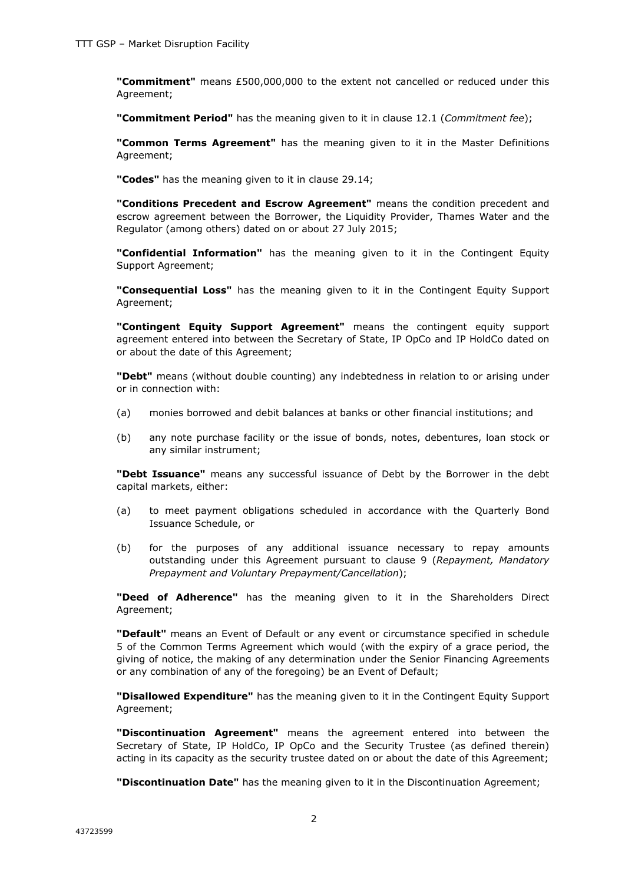**"Commitment"** means £500,000,000 to the extent not cancelled or reduced under this Agreement;

**"Commitment Period"** has the meaning given to it in clause 12.1 (*Commitment fee*);

**"Common Terms Agreement"** has the meaning given to it in the Master Definitions Agreement;

**"Codes"** has the meaning given to it in clause 29.14;

**"Conditions Precedent and Escrow Agreement"** means the condition precedent and escrow agreement between the Borrower, the Liquidity Provider, Thames Water and the Regulator (among others) dated on or about 27 July 2015;

**"Confidential Information"** has the meaning given to it in the Contingent Equity Support Agreement;

**"Consequential Loss"** has the meaning given to it in the Contingent Equity Support Agreement;

**"Contingent Equity Support Agreement"** means the contingent equity support agreement entered into between the Secretary of State, IP OpCo and IP HoldCo dated on or about the date of this Agreement;

**"Debt"** means (without double counting) any indebtedness in relation to or arising under or in connection with:

(a) monies borrowed and debit balances at banks or other financial institutions; and

(b) any note purchase facility or the issue of bonds, notes, debentures, loan stock or any similar instrument;

**"Debt Issuance"** means any successful issuance of Debt by the Borrower in the debt capital markets, either:

(a) to meet payment obligations scheduled in accordance with the Quarterly Bond Issuance Schedule, or

(b) for the purposes of any additional issuance necessary to repay amounts outstanding under this Agreement pursuant to clause 9 (*Repayment, Mandatory Prepayment and Voluntary Prepayment/Cancellation*);

**"Deed of Adherence"** has the meaning given to it in the Shareholders Direct Agreement;

**"Default"** means an Event of Default or any event or circumstance specified in schedule 5 of the Common Terms Agreement which would (with the expiry of a grace period, the giving of notice, the making of any determination under the Senior Financing Agreements or any combination of any of the foregoing) be an Event of Default;

**"Disallowed Expenditure"** has the meaning given to it in the Contingent Equity Support Agreement;

**"Discontinuation Agreement"** means the agreement entered into between the Secretary of State, IP HoldCo, IP OpCo and the Security Trustee (as defined therein) acting in its capacity as the security trustee dated on or about the date of this Agreement;

**"Discontinuation Date"** has the meaning given to it in the Discontinuation Agreement;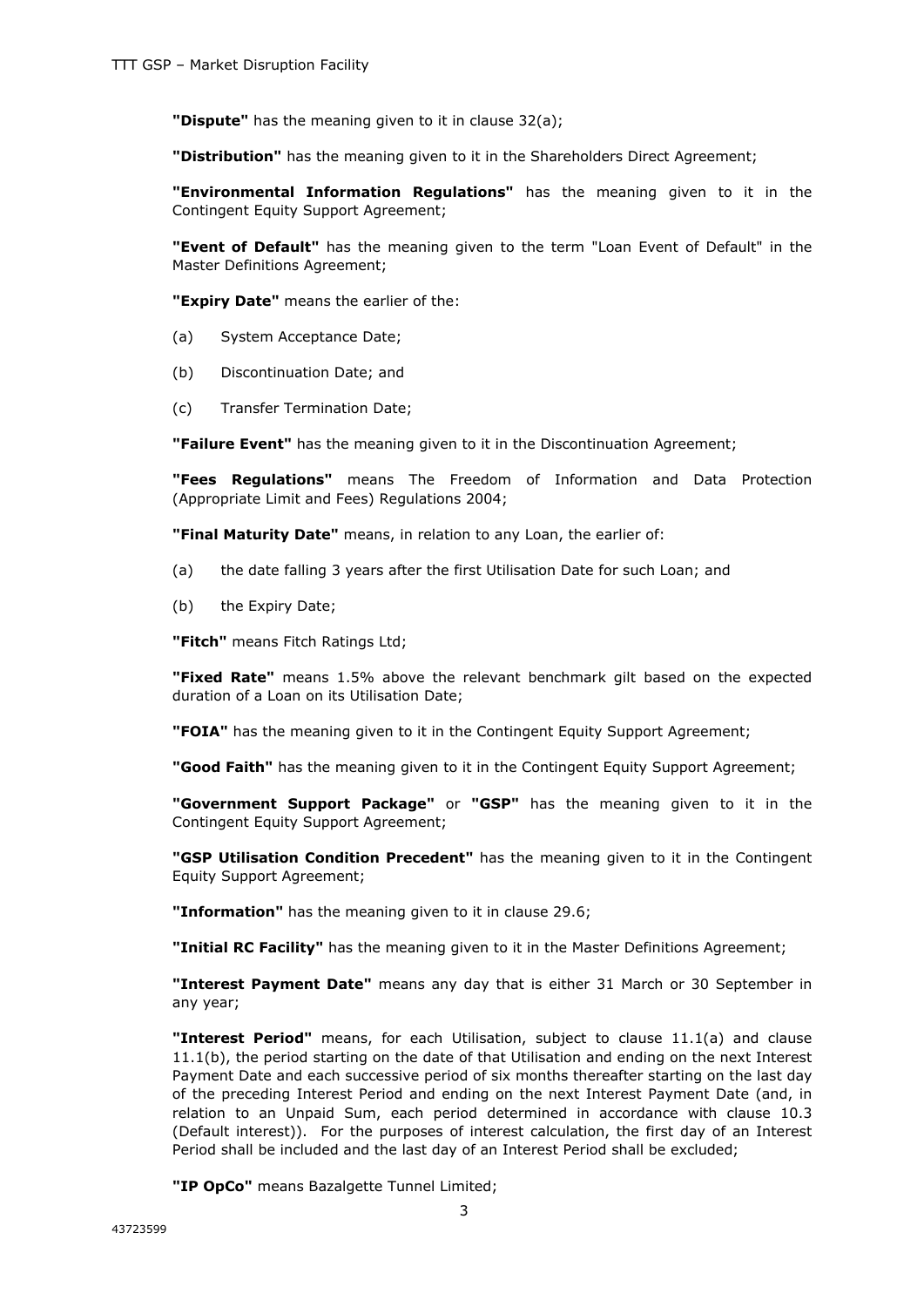**"Dispute"** has the meaning given to it in clause 32(a);

**"Distribution"** has the meaning given to it in the Shareholders Direct Agreement;

**"Environmental Information Regulations"** has the meaning given to it in the Contingent Equity Support Agreement;

**"Event of Default"** has the meaning given to the term "Loan Event of Default" in the Master Definitions Agreement;

**"Expiry Date"** means the earlier of the:

(a) System Acceptance Date;

(b) Discontinuation Date; and

(c) Transfer Termination Date;

**"Failure Event"** has the meaning given to it in the Discontinuation Agreement;

**"Fees Regulations"** means The Freedom of Information and Data Protection (Appropriate Limit and Fees) Regulations 2004;

**"Final Maturity Date"** means, in relation to any Loan, the earlier of:

(a) the date falling 3 years after the first Utilisation Date for such Loan; and

(b) the Expiry Date;

**"Fitch"** means Fitch Ratings Ltd;

**"Fixed Rate"** means 1.5% above the relevant benchmark gilt based on the expected duration of a Loan on its Utilisation Date;

**"FOIA"** has the meaning given to it in the Contingent Equity Support Agreement;

**"Good Faith"** has the meaning given to it in the Contingent Equity Support Agreement;

**"Government Support Package"** or **"GSP"** has the meaning given to it in the Contingent Equity Support Agreement;

**"GSP Utilisation Condition Precedent"** has the meaning given to it in the Contingent Equity Support Agreement;

**"Information"** has the meaning given to it in clause 29.6;

**"Initial RC Facility"** has the meaning given to it in the Master Definitions Agreement;

**"Interest Payment Date"** means any day that is either 31 March or 30 September in any year;

**"Interest Period"** means, for each Utilisation, subject to clause 11.1(a) and clause 11.1(b), the period starting on the date of that Utilisation and ending on the next Interest Payment Date and each successive period of six months thereafter starting on the last day of the preceding Interest Period and ending on the next Interest Payment Date (and, in relation to an Unpaid Sum, each period determined in accordance with clause 10.3 (Default interest)). For the purposes of interest calculation, the first day of an Interest Period shall be included and the last day of an Interest Period shall be excluded;

**"IP OpCo"** means Bazalgette Tunnel Limited;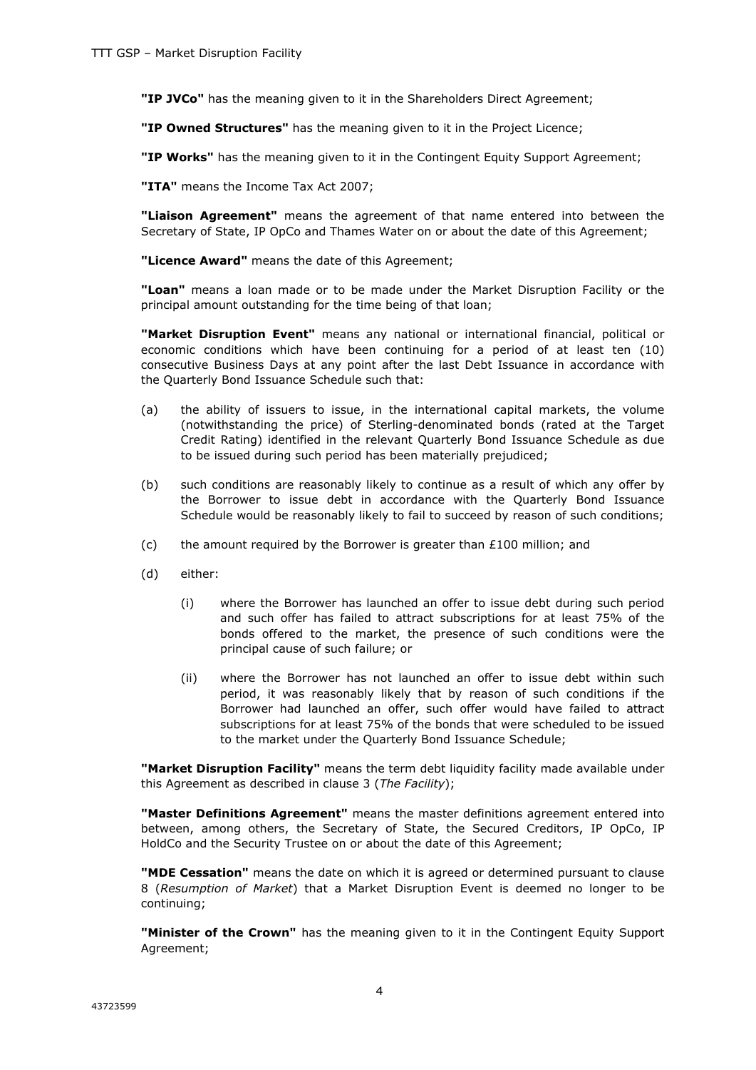**"IP JVCo"** has the meaning given to it in the Shareholders Direct Agreement;

**"IP Owned Structures"** has the meaning given to it in the Project Licence;

**"IP Works"** has the meaning given to it in the Contingent Equity Support Agreement;

**"ITA"** means the Income Tax Act 2007;

**"Liaison Agreement"** means the agreement of that name entered into between the Secretary of State, IP OpCo and Thames Water on or about the date of this Agreement;

**"Licence Award"** means the date of this Agreement;

**"Loan"** means a loan made or to be made under the Market Disruption Facility or the principal amount outstanding for the time being of that loan;

**"Market Disruption Event"** means any national or international financial, political or economic conditions which have been continuing for a period of at least ten (10) consecutive Business Days at any point after the last Debt Issuance in accordance with the Quarterly Bond Issuance Schedule such that:

(a) the ability of issuers to issue, in the international capital markets, the volume (notwithstanding the price) of Sterling-denominated bonds (rated at the Target Credit Rating) identified in the relevant Quarterly Bond Issuance Schedule as due to be issued during such period has been materially prejudiced;

(b) such conditions are reasonably likely to continue as a result of which any offer by the Borrower to issue debt in accordance with the Quarterly Bond Issuance Schedule would be reasonably likely to fail to succeed by reason of such conditions;

(c) the amount required by the Borrower is greater than £100 million; and

(d) either:

   (i) where the Borrower has launched an offer to issue debt during such period and such offer has failed to attract subscriptions for at least 75% of the bonds offered to the market, the presence of such conditions were the principal cause of such failure; or

   (ii) where the Borrower has not launched an offer to issue debt within such period, it was reasonably likely that by reason of such conditions if the Borrower had launched an offer, such offer would have failed to attract subscriptions for at least 75% of the bonds that were scheduled to be issued to the market under the Quarterly Bond Issuance Schedule;

**"Market Disruption Facility"** means the term debt liquidity facility made available under this Agreement as described in clause 3 (*The Facility*);

**"Master Definitions Agreement"** means the master definitions agreement entered into between, among others, the Secretary of State, the Secured Creditors, IP OpCo, IP HoldCo and the Security Trustee on or about the date of this Agreement;

**"MDE Cessation"** means the date on which it is agreed or determined pursuant to clause 8 (*Resumption of Market*) that a Market Disruption Event is deemed no longer to be continuing;

**"Minister of the Crown"** has the meaning given to it in the Contingent Equity Support Agreement;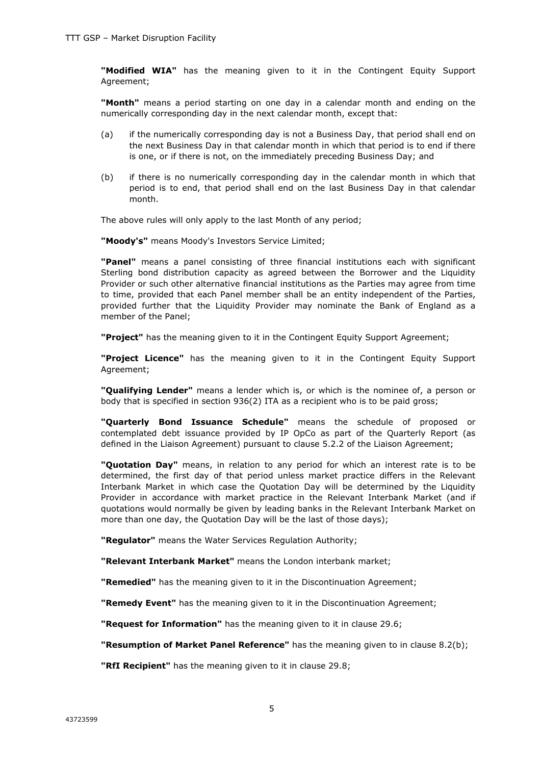**"Modified WIA"** has the meaning given to it in the Contingent Equity Support Agreement;

**"Month"** means a period starting on one day in a calendar month and ending on the numerically corresponding day in the next calendar month, except that:

(a) if the numerically corresponding day is not a Business Day, that period shall end on the next Business Day in that calendar month in which that period is to end if there is one, or if there is not, on the immediately preceding Business Day; and

(b) if there is no numerically corresponding day in the calendar month in which that period is to end, that period shall end on the last Business Day in that calendar month.

The above rules will only apply to the last Month of any period;

**"Moody's"** means Moody's Investors Service Limited;

**"Panel"** means a panel consisting of three financial institutions each with significant Sterling bond distribution capacity as agreed between the Borrower and the Liquidity Provider or such other alternative financial institutions as the Parties may agree from time to time, provided that each Panel member shall be an entity independent of the Parties, provided further that the Liquidity Provider may nominate the Bank of England as a member of the Panel;

**"Project"** has the meaning given to it in the Contingent Equity Support Agreement;

**"Project Licence"** has the meaning given to it in the Contingent Equity Support Agreement;

**"Qualifying Lender"** means a lender which is, or which is the nominee of, a person or body that is specified in section 936(2) ITA as a recipient who is to be paid gross;

**"Quarterly Bond Issuance Schedule"** means the schedule of proposed or contemplated debt issuance provided by IP OpCo as part of the Quarterly Report (as defined in the Liaison Agreement) pursuant to clause 5.2.2 of the Liaison Agreement;

**"Quotation Day"** means, in relation to any period for which an interest rate is to be determined, the first day of that period unless market practice differs in the Relevant Interbank Market in which case the Quotation Day will be determined by the Liquidity Provider in accordance with market practice in the Relevant Interbank Market (and if quotations would normally be given by leading banks in the Relevant Interbank Market on more than one day, the Quotation Day will be the last of those days);

**"Regulator"** means the Water Services Regulation Authority;

**"Relevant Interbank Market"** means the London interbank market;

**"Remedied"** has the meaning given to it in the Discontinuation Agreement;

**"Remedy Event"** has the meaning given to it in the Discontinuation Agreement;

**"Request for Information"** has the meaning given to it in clause 29.6;

**"Resumption of Market Panel Reference"** has the meaning given to in clause 8.2(b);

**"RfI Recipient"** has the meaning given to it in clause 29.8;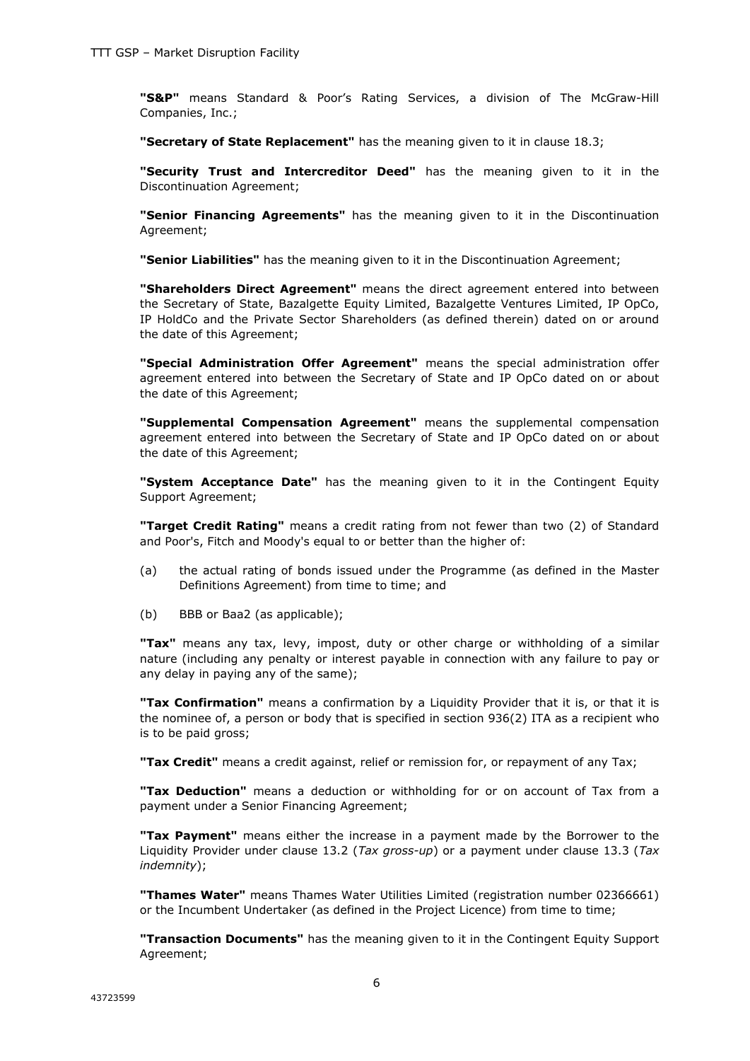**"S&P"** means Standard & Poor's Rating Services, a division of The McGraw-Hill Companies, Inc.;

**"Secretary of State Replacement"** has the meaning given to it in clause 18.3;

**"Security Trust and Intercreditor Deed"** has the meaning given to it in the Discontinuation Agreement;

**"Senior Financing Agreements"** has the meaning given to it in the Discontinuation Agreement;

**"Senior Liabilities"** has the meaning given to it in the Discontinuation Agreement;

**"Shareholders Direct Agreement"** means the direct agreement entered into between the Secretary of State, Bazalgette Equity Limited, Bazalgette Ventures Limited, IP OpCo, IP HoldCo and the Private Sector Shareholders (as defined therein) dated on or around the date of this Agreement;

**"Special Administration Offer Agreement"** means the special administration offer agreement entered into between the Secretary of State and IP OpCo dated on or about the date of this Agreement;

**"Supplemental Compensation Agreement"** means the supplemental compensation agreement entered into between the Secretary of State and IP OpCo dated on or about the date of this Agreement;

**"System Acceptance Date"** has the meaning given to it in the Contingent Equity Support Agreement;

**"Target Credit Rating"** means a credit rating from not fewer than two (2) of Standard and Poor's, Fitch and Moody's equal to or better than the higher of:

(a) the actual rating of bonds issued under the Programme (as defined in the Master Definitions Agreement) from time to time; and

(b) BBB or Baa2 (as applicable);

**"Tax"** means any tax, levy, impost, duty or other charge or withholding of a similar nature (including any penalty or interest payable in connection with any failure to pay or any delay in paying any of the same);

**"Tax Confirmation"** means a confirmation by a Liquidity Provider that it is, or that it is the nominee of, a person or body that is specified in section 936(2) ITA as a recipient who is to be paid gross;

**"Tax Credit"** means a credit against, relief or remission for, or repayment of any Tax;

**"Tax Deduction"** means a deduction or withholding for or on account of Tax from a payment under a Senior Financing Agreement;

**"Tax Payment"** means either the increase in a payment made by the Borrower to the Liquidity Provider under clause 13.2 (*Tax gross-up*) or a payment under clause 13.3 (*Tax indemnity*);

**"Thames Water"** means Thames Water Utilities Limited (registration number 02366661) or the Incumbent Undertaker (as defined in the Project Licence) from time to time;

**"Transaction Documents"** has the meaning given to it in the Contingent Equity Support Agreement;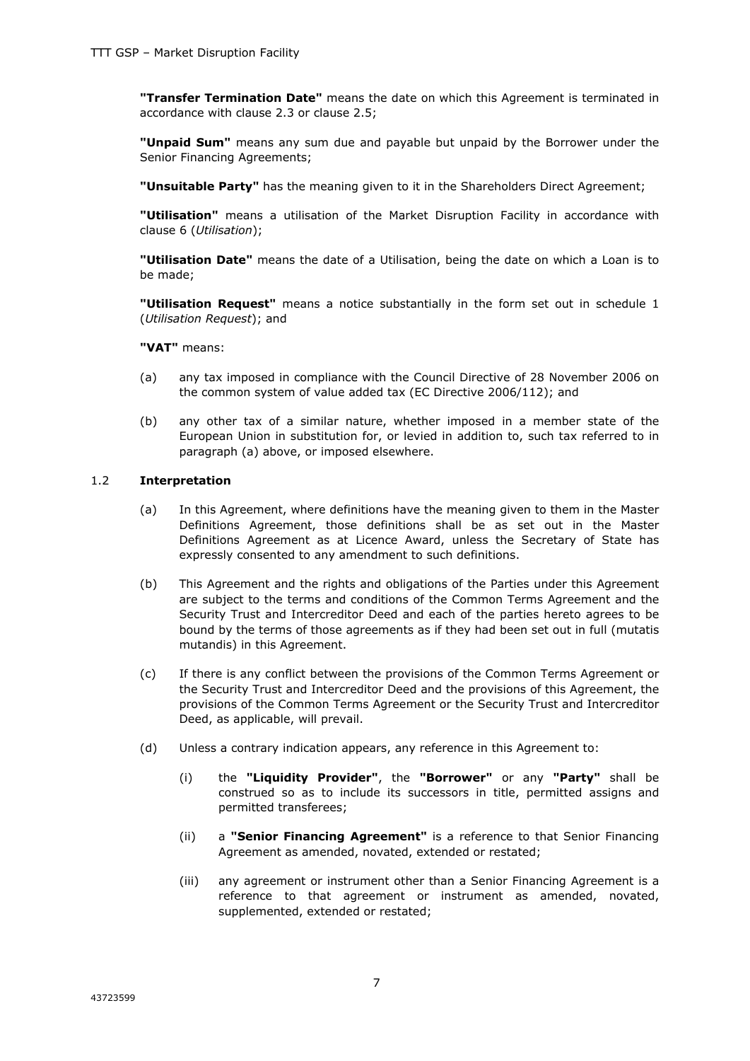**"Transfer Termination Date"** means the date on which this Agreement is terminated in accordance with clause 2.3 or clause 2.5;

**"Unpaid Sum"** means any sum due and payable but unpaid by the Borrower under the Senior Financing Agreements;

**"Unsuitable Party"** has the meaning given to it in the Shareholders Direct Agreement;

**"Utilisation"** means a utilisation of the Market Disruption Facility in accordance with clause 6 (*Utilisation*);

**"Utilisation Date"** means the date of a Utilisation, being the date on which a Loan is to be made;

**"Utilisation Request"** means a notice substantially in the form set out in schedule 1 (*Utilisation Request*); and

**"VAT"** means:

(a) any tax imposed in compliance with the Council Directive of 28 November 2006 on the common system of value added tax (EC Directive 2006/112); and

(b) any other tax of a similar nature, whether imposed in a member state of the European Union in substitution for, or levied in addition to, such tax referred to in paragraph (a) above, or imposed elsewhere.

### 1.2 Interpretation

(a) In this Agreement, where definitions have the meaning given to them in the Master Definitions Agreement, those definitions shall be as set out in the Master Definitions Agreement as at Licence Award, unless the Secretary of State has expressly consented to any amendment to such definitions.

(b) This Agreement and the rights and obligations of the Parties under this Agreement are subject to the terms and conditions of the Common Terms Agreement and the Security Trust and Intercreditor Deed and each of the parties hereto agrees to be bound by the terms of those agreements as if they had been set out in full (mutatis mutandis) in this Agreement.

(c) If there is any conflict between the provisions of the Common Terms Agreement or the Security Trust and Intercreditor Deed and the provisions of this Agreement, the provisions of the Common Terms Agreement or the Security Trust and Intercreditor Deed, as applicable, will prevail.

(d) Unless a contrary indication appears, any reference in this Agreement to:

(i) the **"Liquidity Provider"**, the **"Borrower"** or any **"Party"** shall be construed so as to include its successors in title, permitted assigns and permitted transferees;

(ii) a **"Senior Financing Agreement"** is a reference to that Senior Financing Agreement as amended, novated, extended or restated;

(iii) any agreement or instrument other than a Senior Financing Agreement is a reference to that agreement or instrument as amended, novated, supplemented, extended or restated;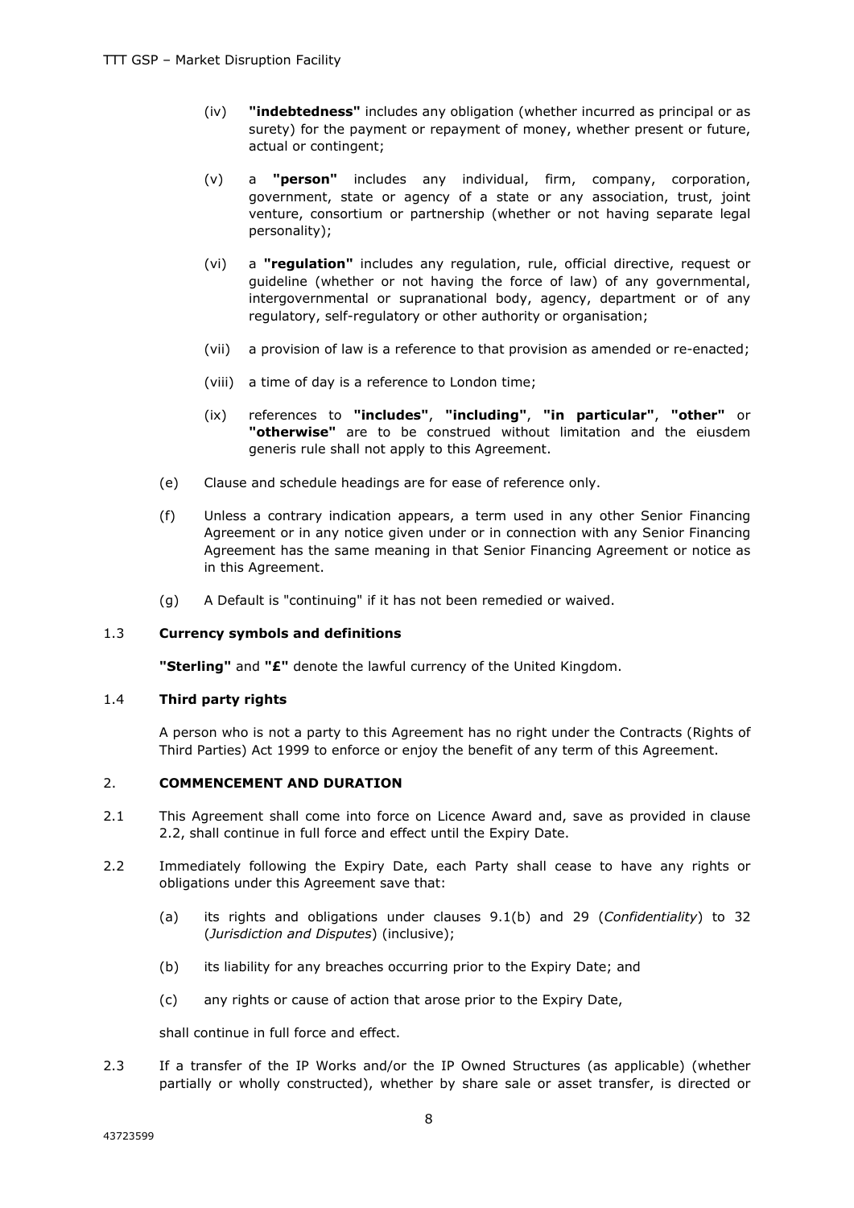(iv) **"indebtedness"** includes any obligation (whether incurred as principal or as surety) for the payment or repayment of money, whether present or future, actual or contingent;

(v) a **"person"** includes any individual, firm, company, corporation, government, state or agency of a state or any association, trust, joint venture, consortium or partnership (whether or not having separate legal personality);

(vi) a **"regulation"** includes any regulation, rule, official directive, request or guideline (whether or not having the force of law) of any governmental, intergovernmental or supranational body, agency, department or of any regulatory, self-regulatory or other authority or organisation;

(vii) a provision of law is a reference to that provision as amended or re-enacted;

(viii) a time of day is a reference to London time;

(ix) references to **"includes"**, **"including"**, **"in particular"**, **"other"** or **"otherwise"** are to be construed without limitation and the eiusdem generis rule shall not apply to this Agreement.

(e) Clause and schedule headings are for ease of reference only.

(f) Unless a contrary indication appears, a term used in any other Senior Financing Agreement or in any notice given under or in connection with any Senior Financing Agreement has the same meaning in that Senior Financing Agreement or notice as in this Agreement.

(g) A Default is "continuing" if it has not been remedied or waived.

1.3 **Currency symbols and definitions**

**"Sterling"** and **"£"** denote the lawful currency of the United Kingdom.

1.4 **Third party rights**

A person who is not a party to this Agreement has no right under the Contracts (Rights of Third Parties) Act 1999 to enforce or enjoy the benefit of any term of this Agreement.

## 2. COMMENCEMENT AND DURATION

2.1 This Agreement shall come into force on Licence Award and, save as provided in clause 2.2, shall continue in full force and effect until the Expiry Date.

2.2 Immediately following the Expiry Date, each Party shall cease to have any rights or obligations under this Agreement save that:

(a) its rights and obligations under clauses 9.1(b) and 29 (*Confidentiality*) to 32 (*Jurisdiction and Disputes*) (inclusive);

(b) its liability for any breaches occurring prior to the Expiry Date; and

(c) any rights or cause of action that arose prior to the Expiry Date,

shall continue in full force and effect.

2.3 If a transfer of the IP Works and/or the IP Owned Structures (as applicable) (whether partially or wholly constructed), whether by share sale or asset transfer, is directed or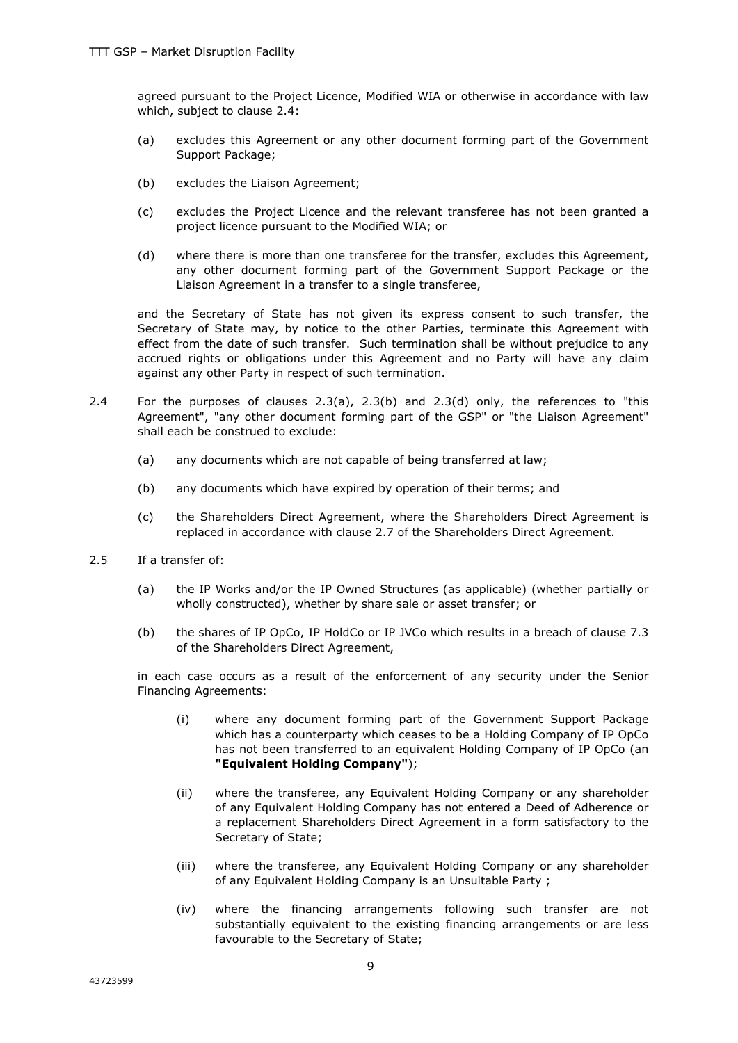agreed pursuant to the Project Licence, Modified WIA or otherwise in accordance with law which, subject to clause 2.4:

(a) excludes this Agreement or any other document forming part of the Government Support Package;

(b) excludes the Liaison Agreement;

(c) excludes the Project Licence and the relevant transferee has not been granted a project licence pursuant to the Modified WIA; or

(d) where there is more than one transferee for the transfer, excludes this Agreement, any other document forming part of the Government Support Package or the Liaison Agreement in a transfer to a single transferee,

and the Secretary of State has not given its express consent to such transfer, the Secretary of State may, by notice to the other Parties, terminate this Agreement with effect from the date of such transfer. Such termination shall be without prejudice to any accrued rights or obligations under this Agreement and no Party will have any claim against any other Party in respect of such termination.

2.4 For the purposes of clauses 2.3(a), 2.3(b) and 2.3(d) only, the references to "this Agreement", "any other document forming part of the GSP" or "the Liaison Agreement" shall each be construed to exclude:

(a) any documents which are not capable of being transferred at law;

(b) any documents which have expired by operation of their terms; and

(c) the Shareholders Direct Agreement, where the Shareholders Direct Agreement is replaced in accordance with clause 2.7 of the Shareholders Direct Agreement.

2.5 If a transfer of:

(a) the IP Works and/or the IP Owned Structures (as applicable) (whether partially or wholly constructed), whether by share sale or asset transfer; or

(b) the shares of IP OpCo, IP HoldCo or IP JVCo which results in a breach of clause 7.3 of the Shareholders Direct Agreement,

in each case occurs as a result of the enforcement of any security under the Senior Financing Agreements:

(i) where any document forming part of the Government Support Package which has a counterparty which ceases to be a Holding Company of IP OpCo has not been transferred to an equivalent Holding Company of IP OpCo (an **"Equivalent Holding Company"**);

(ii) where the transferee, any Equivalent Holding Company or any shareholder of any Equivalent Holding Company has not entered a Deed of Adherence or a replacement Shareholders Direct Agreement in a form satisfactory to the Secretary of State;

(iii) where the transferee, any Equivalent Holding Company or any shareholder of any Equivalent Holding Company is an Unsuitable Party ;

(iv) where the financing arrangements following such transfer are not substantially equivalent to the existing financing arrangements or are less favourable to the Secretary of State;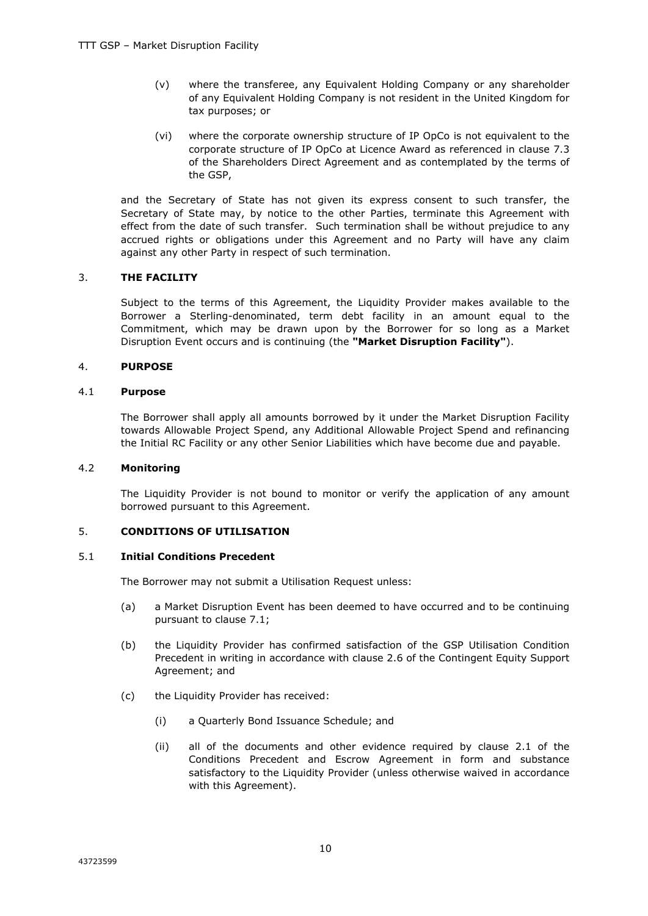(v) where the transferee, any Equivalent Holding Company or any shareholder of any Equivalent Holding Company is not resident in the United Kingdom for tax purposes; or

(vi) where the corporate ownership structure of IP OpCo is not equivalent to the corporate structure of IP OpCo at Licence Award as referenced in clause 7.3 of the Shareholders Direct Agreement and as contemplated by the terms of the GSP,

and the Secretary of State has not given its express consent to such transfer, the Secretary of State may, by notice to the other Parties, terminate this Agreement with effect from the date of such transfer. Such termination shall be without prejudice to any accrued rights or obligations under this Agreement and no Party will have any claim against any other Party in respect of such termination.

## 3. THE FACILITY

Subject to the terms of this Agreement, the Liquidity Provider makes available to the Borrower a Sterling-denominated, term debt facility in an amount equal to the Commitment, which may be drawn upon by the Borrower for so long as a Market Disruption Event occurs and is continuing (the **"Market Disruption Facility"**).

## 4. PURPOSE

### 4.1 Purpose

The Borrower shall apply all amounts borrowed by it under the Market Disruption Facility towards Allowable Project Spend, any Additional Allowable Project Spend and refinancing the Initial RC Facility or any other Senior Liabilities which have become due and payable.

### 4.2 Monitoring

The Liquidity Provider is not bound to monitor or verify the application of any amount borrowed pursuant to this Agreement.

## 5. CONDITIONS OF UTILISATION

### 5.1 Initial Conditions Precedent

The Borrower may not submit a Utilisation Request unless:

(a) a Market Disruption Event has been deemed to have occurred and to be continuing pursuant to clause 7.1;

(b) the Liquidity Provider has confirmed satisfaction of the GSP Utilisation Condition Precedent in writing in accordance with clause 2.6 of the Contingent Equity Support Agreement; and

(c) the Liquidity Provider has received:

(i) a Quarterly Bond Issuance Schedule; and

(ii) all of the documents and other evidence required by clause 2.1 of the Conditions Precedent and Escrow Agreement in form and substance satisfactory to the Liquidity Provider (unless otherwise waived in accordance with this Agreement).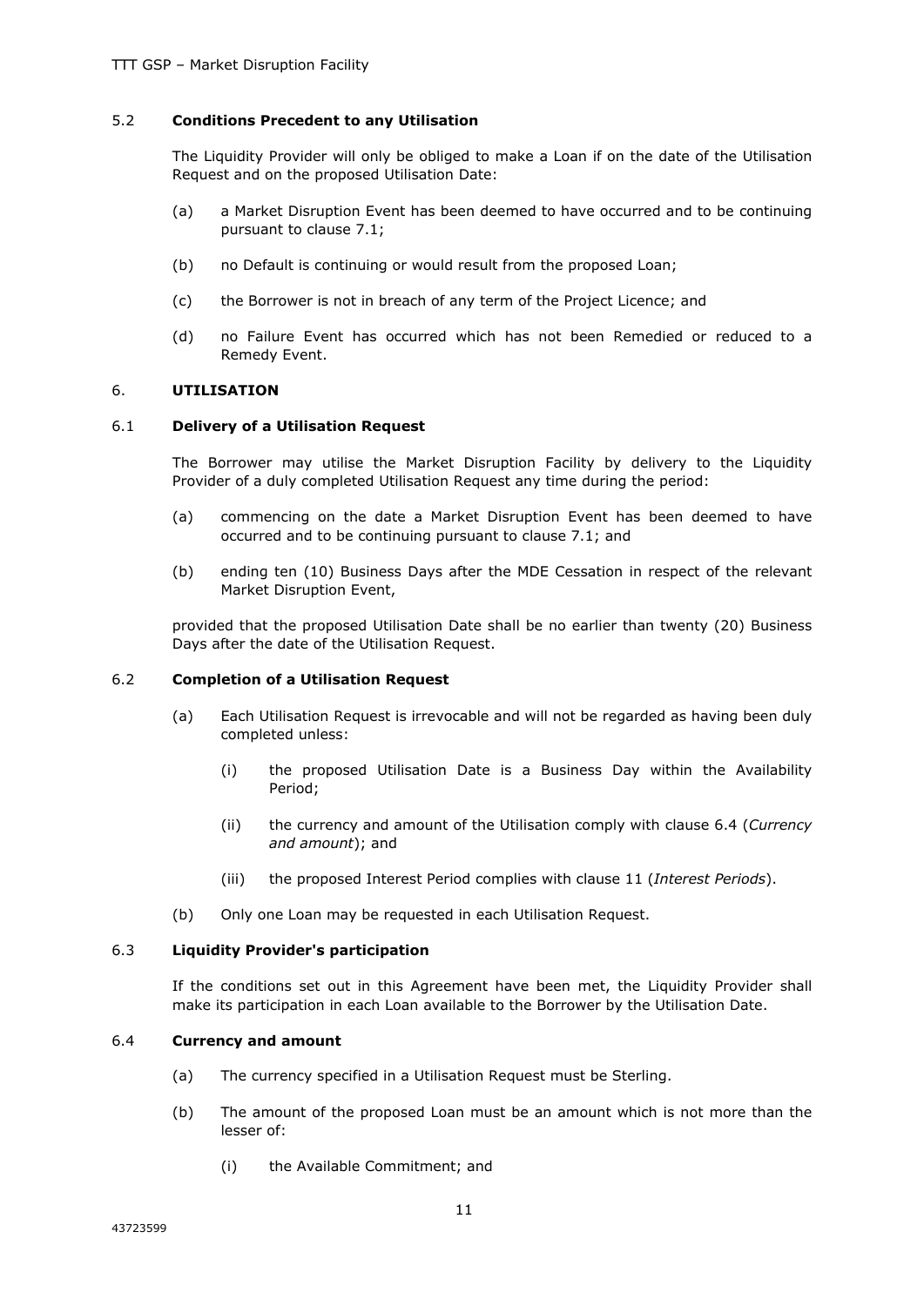### 5.2 **Conditions Precedent to any Utilisation**

The Liquidity Provider will only be obliged to make a Loan if on the date of the Utilisation Request and on the proposed Utilisation Date:

(a) a Market Disruption Event has been deemed to have occurred and to be continuing pursuant to clause 7.1;

(b) no Default is continuing or would result from the proposed Loan;

(c) the Borrower is not in breach of any term of the Project Licence; and

(d) no Failure Event has occurred which has not been Remedied or reduced to a Remedy Event.

## 6. **UTILISATION**

### 6.1 **Delivery of a Utilisation Request**

The Borrower may utilise the Market Disruption Facility by delivery to the Liquidity Provider of a duly completed Utilisation Request any time during the period:

(a) commencing on the date a Market Disruption Event has been deemed to have occurred and to be continuing pursuant to clause 7.1; and

(b) ending ten (10) Business Days after the MDE Cessation in respect of the relevant Market Disruption Event,

provided that the proposed Utilisation Date shall be no earlier than twenty (20) Business Days after the date of the Utilisation Request.

### 6.2 **Completion of a Utilisation Request**

(a) Each Utilisation Request is irrevocable and will not be regarded as having been duly completed unless:

(i) the proposed Utilisation Date is a Business Day within the Availability Period;

(ii) the currency and amount of the Utilisation comply with clause 6.4 (*Currency and amount*); and

(iii) the proposed Interest Period complies with clause 11 (*Interest Periods*).

(b) Only one Loan may be requested in each Utilisation Request.

### 6.3 **Liquidity Provider's participation**

If the conditions set out in this Agreement have been met, the Liquidity Provider shall make its participation in each Loan available to the Borrower by the Utilisation Date.

### 6.4 **Currency and amount**

(a) The currency specified in a Utilisation Request must be Sterling.

(b) The amount of the proposed Loan must be an amount which is not more than the lesser of:

(i) the Available Commitment; and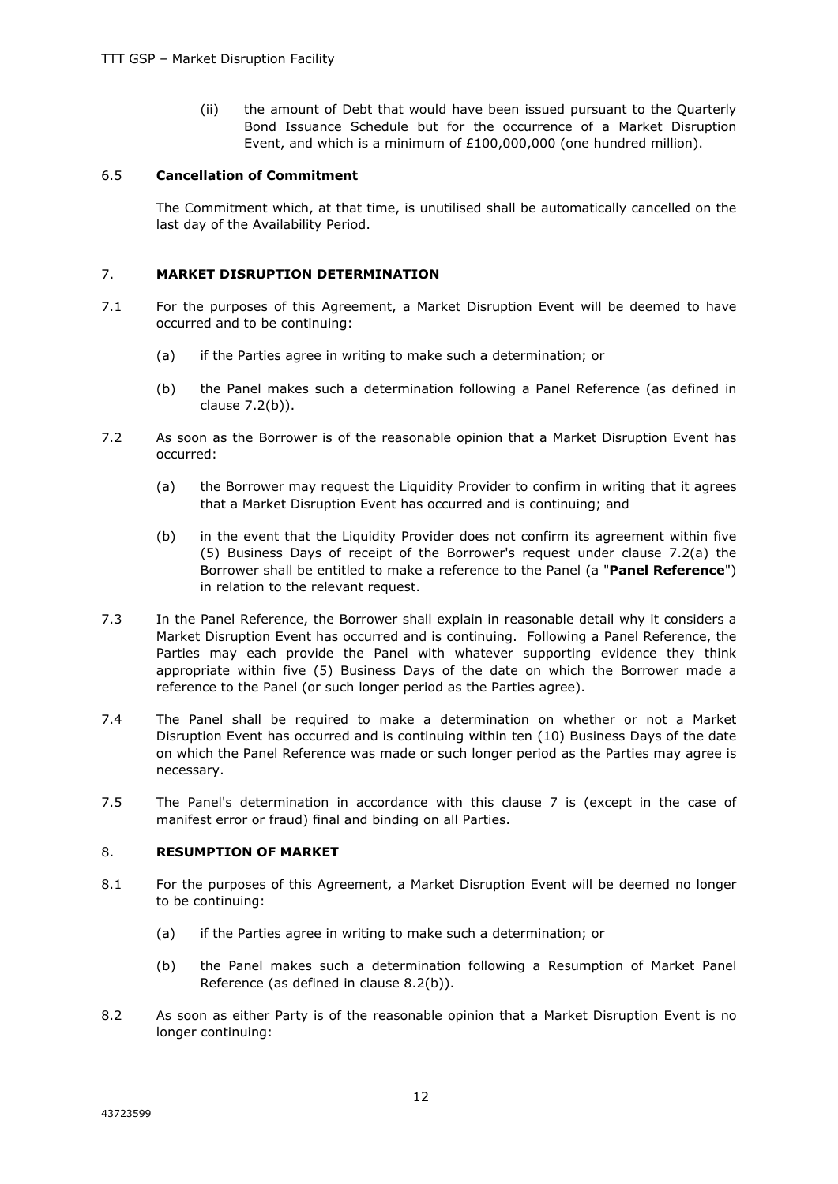(ii) the amount of Debt that would have been issued pursuant to the Quarterly Bond Issuance Schedule but for the occurrence of a Market Disruption Event, and which is a minimum of £100,000,000 (one hundred million).

### 6.5 Cancellation of Commitment

The Commitment which, at that time, is unutilised shall be automatically cancelled on the last day of the Availability Period.

## 7. MARKET DISRUPTION DETERMINATION

7.1 For the purposes of this Agreement, a Market Disruption Event will be deemed to have occurred and to be continuing:

(a) if the Parties agree in writing to make such a determination; or

(b) the Panel makes such a determination following a Panel Reference (as defined in clause 7.2(b)).

7.2 As soon as the Borrower is of the reasonable opinion that a Market Disruption Event has occurred:

(a) the Borrower may request the Liquidity Provider to confirm in writing that it agrees that a Market Disruption Event has occurred and is continuing; and

(b) in the event that the Liquidity Provider does not confirm its agreement within five (5) Business Days of receipt of the Borrower's request under clause 7.2(a) the Borrower shall be entitled to make a reference to the Panel (a "**Panel Reference**") in relation to the relevant request.

7.3 In the Panel Reference, the Borrower shall explain in reasonable detail why it considers a Market Disruption Event has occurred and is continuing. Following a Panel Reference, the Parties may each provide the Panel with whatever supporting evidence they think appropriate within five (5) Business Days of the date on which the Borrower made a reference to the Panel (or such longer period as the Parties agree).

7.4 The Panel shall be required to make a determination on whether or not a Market Disruption Event has occurred and is continuing within ten (10) Business Days of the date on which the Panel Reference was made or such longer period as the Parties may agree is necessary.

7.5 The Panel's determination in accordance with this clause 7 is (except in the case of manifest error or fraud) final and binding on all Parties.

## 8. RESUMPTION OF MARKET

8.1 For the purposes of this Agreement, a Market Disruption Event will be deemed no longer to be continuing:

(a) if the Parties agree in writing to make such a determination; or

(b) the Panel makes such a determination following a Resumption of Market Panel Reference (as defined in clause 8.2(b)).

8.2 As soon as either Party is of the reasonable opinion that a Market Disruption Event is no longer continuing: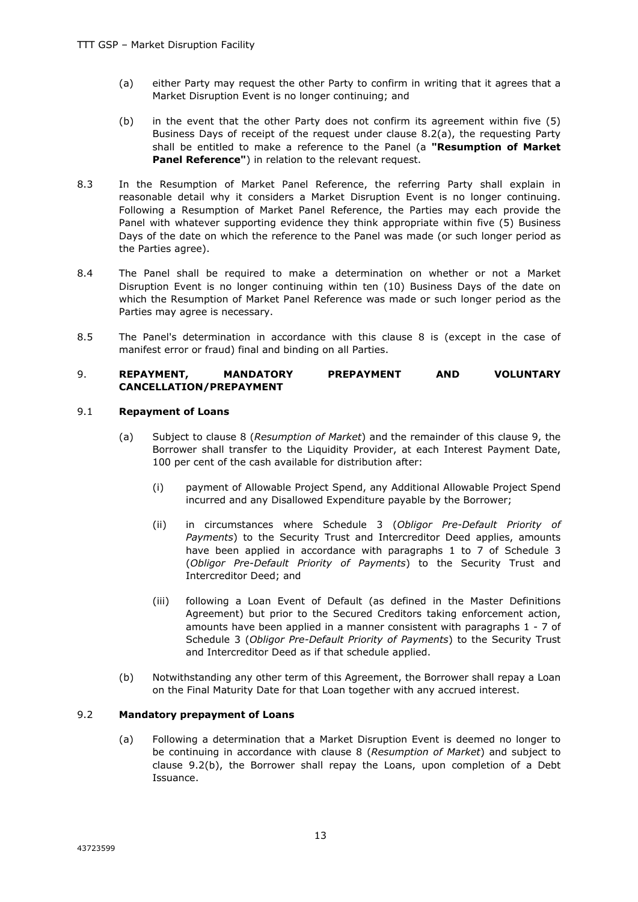(a) either Party may request the other Party to confirm in writing that it agrees that a Market Disruption Event is no longer continuing; and

(b) in the event that the other Party does not confirm its agreement within five (5) Business Days of receipt of the request under clause 8.2(a), the requesting Party shall be entitled to make a reference to the Panel (a **"Resumption of Market Panel Reference"**) in relation to the relevant request.

8.3 In the Resumption of Market Panel Reference, the referring Party shall explain in reasonable detail why it considers a Market Disruption Event is no longer continuing. Following a Resumption of Market Panel Reference, the Parties may each provide the Panel with whatever supporting evidence they think appropriate within five (5) Business Days of the date on which the reference to the Panel was made (or such longer period as the Parties agree).

8.4 The Panel shall be required to make a determination on whether or not a Market Disruption Event is no longer continuing within ten (10) Business Days of the date on which the Resumption of Market Panel Reference was made or such longer period as the Parties may agree is necessary.

8.5 The Panel's determination in accordance with this clause 8 is (except in the case of manifest error or fraud) final and binding on all Parties.

## 9. REPAYMENT, MANDATORY PREPAYMENT AND VOLUNTARY CANCELLATION/PREPAYMENT

### 9.1 Repayment of Loans

(a) Subject to clause 8 (*Resumption of Market*) and the remainder of this clause 9, the Borrower shall transfer to the Liquidity Provider, at each Interest Payment Date, 100 per cent of the cash available for distribution after:

(i) payment of Allowable Project Spend, any Additional Allowable Project Spend incurred and any Disallowed Expenditure payable by the Borrower;

(ii) in circumstances where Schedule 3 (*Obligor Pre-Default Priority of Payments*) to the Security Trust and Intercreditor Deed applies, amounts have been applied in accordance with paragraphs 1 to 7 of Schedule 3 (*Obligor Pre-Default Priority of Payments*) to the Security Trust and Intercreditor Deed; and

(iii) following a Loan Event of Default (as defined in the Master Definitions Agreement) but prior to the Secured Creditors taking enforcement action, amounts have been applied in a manner consistent with paragraphs 1 - 7 of Schedule 3 (*Obligor Pre-Default Priority of Payments*) to the Security Trust and Intercreditor Deed as if that schedule applied.

(b) Notwithstanding any other term of this Agreement, the Borrower shall repay a Loan on the Final Maturity Date for that Loan together with any accrued interest.

### 9.2 Mandatory prepayment of Loans

(a) Following a determination that a Market Disruption Event is deemed no longer to be continuing in accordance with clause 8 (*Resumption of Market*) and subject to clause 9.2(b), the Borrower shall repay the Loans, upon completion of a Debt Issuance.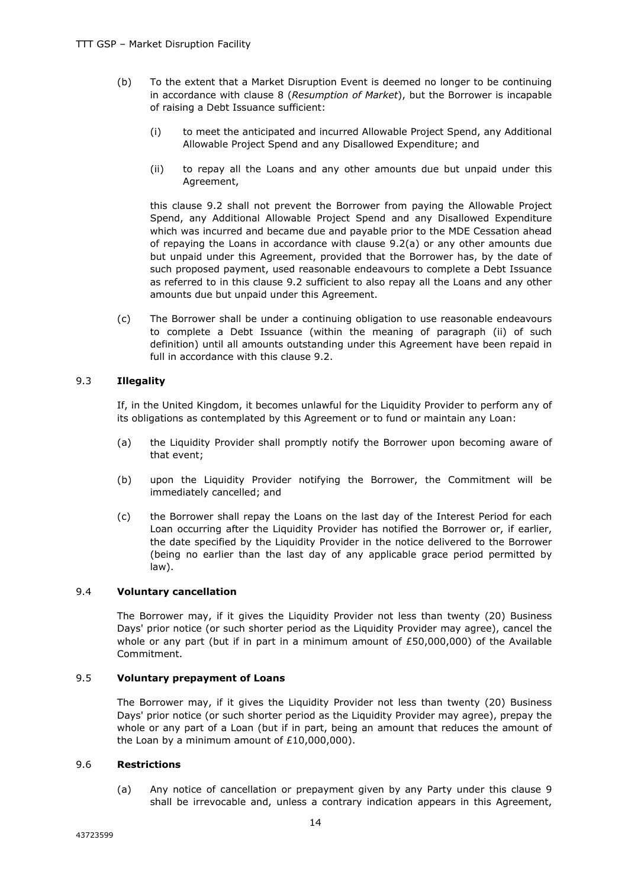(b) To the extent that a Market Disruption Event is deemed no longer to be continuing in accordance with clause 8 (*Resumption of Market*), but the Borrower is incapable of raising a Debt Issuance sufficient:

   (i) to meet the anticipated and incurred Allowable Project Spend, any Additional Allowable Project Spend and any Disallowed Expenditure; and

   (ii) to repay all the Loans and any other amounts due but unpaid under this Agreement,

   this clause 9.2 shall not prevent the Borrower from paying the Allowable Project Spend, any Additional Allowable Project Spend and any Disallowed Expenditure which was incurred and became due and payable prior to the MDE Cessation ahead of repaying the Loans in accordance with clause 9.2(a) or any other amounts due but unpaid under this Agreement, provided that the Borrower has, by the date of such proposed payment, used reasonable endeavours to complete a Debt Issuance as referred to in this clause 9.2 sufficient to also repay all the Loans and any other amounts due but unpaid under this Agreement.

(c) The Borrower shall be under a continuing obligation to use reasonable endeavours to complete a Debt Issuance (within the meaning of paragraph (ii) of such definition) until all amounts outstanding under this Agreement have been repaid in full in accordance with this clause 9.2.

### 9.3 **Illegality**

If, in the United Kingdom, it becomes unlawful for the Liquidity Provider to perform any of its obligations as contemplated by this Agreement or to fund or maintain any Loan:

(a) the Liquidity Provider shall promptly notify the Borrower upon becoming aware of that event;

(b) upon the Liquidity Provider notifying the Borrower, the Commitment will be immediately cancelled; and

(c) the Borrower shall repay the Loans on the last day of the Interest Period for each Loan occurring after the Liquidity Provider has notified the Borrower or, if earlier, the date specified by the Liquidity Provider in the notice delivered to the Borrower (being no earlier than the last day of any applicable grace period permitted by law).

### 9.4 **Voluntary cancellation**

The Borrower may, if it gives the Liquidity Provider not less than twenty (20) Business Days' prior notice (or such shorter period as the Liquidity Provider may agree), cancel the whole or any part (but if in part in a minimum amount of £50,000,000) of the Available Commitment.

### 9.5 **Voluntary prepayment of Loans**

The Borrower may, if it gives the Liquidity Provider not less than twenty (20) Business Days' prior notice (or such shorter period as the Liquidity Provider may agree), prepay the whole or any part of a Loan (but if in part, being an amount that reduces the amount of the Loan by a minimum amount of £10,000,000).

### 9.6 **Restrictions**

(a) Any notice of cancellation or prepayment given by any Party under this clause 9 shall be irrevocable and, unless a contrary indication appears in this Agreement,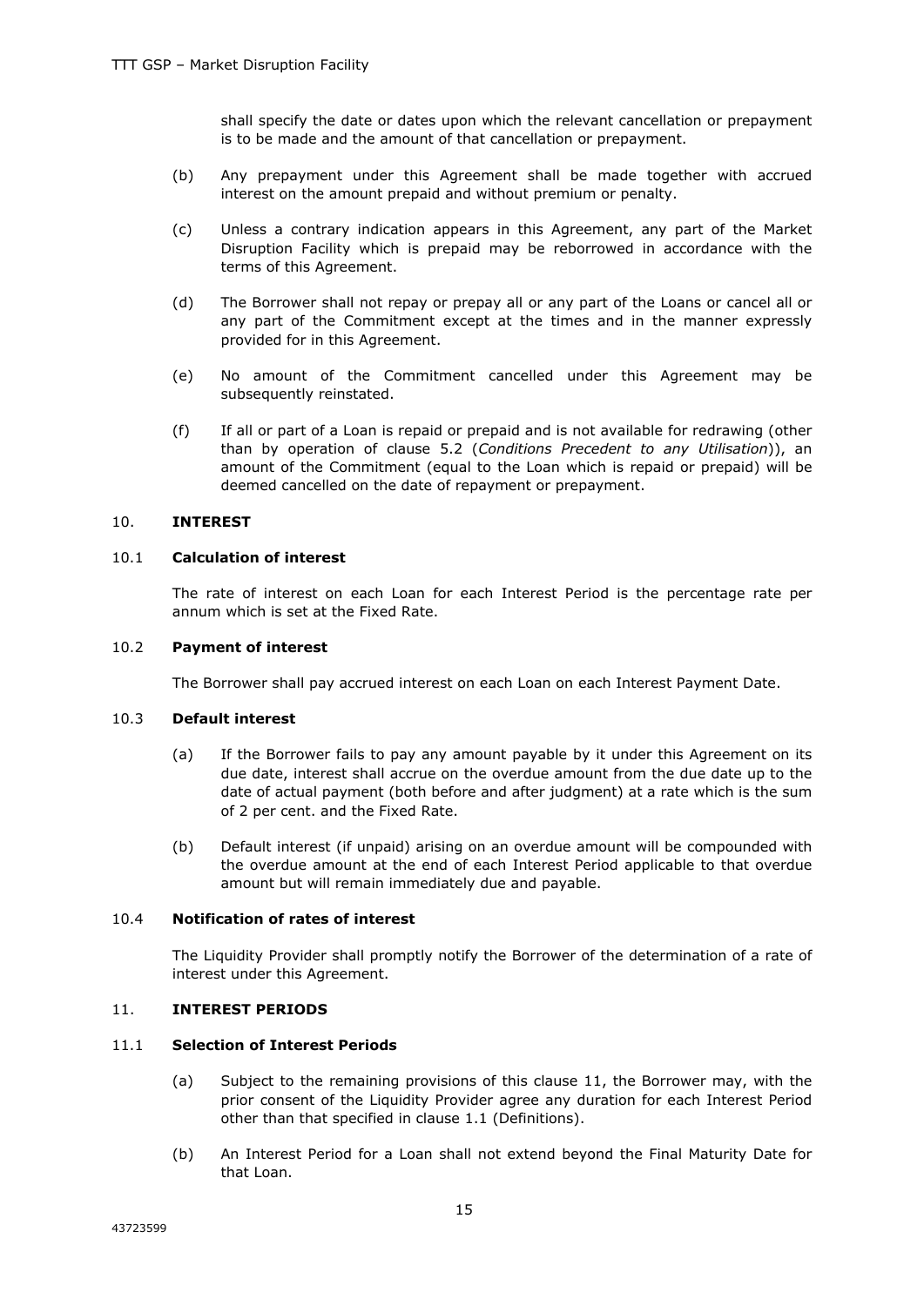shall specify the date or dates upon which the relevant cancellation or prepayment is to be made and the amount of that cancellation or prepayment.

(b) Any prepayment under this Agreement shall be made together with accrued interest on the amount prepaid and without premium or penalty.

(c) Unless a contrary indication appears in this Agreement, any part of the Market Disruption Facility which is prepaid may be reborrowed in accordance with the terms of this Agreement.

(d) The Borrower shall not repay or prepay all or any part of the Loans or cancel all or any part of the Commitment except at the times and in the manner expressly provided for in this Agreement.

(e) No amount of the Commitment cancelled under this Agreement may be subsequently reinstated.

(f) If all or part of a Loan is repaid or prepaid and is not available for redrawing (other than by operation of clause 5.2 (*Conditions Precedent to any Utilisation*)), an amount of the Commitment (equal to the Loan which is repaid or prepaid) will be deemed cancelled on the date of repayment or prepayment.

## 10. INTEREST

### 10.1 Calculation of interest

The rate of interest on each Loan for each Interest Period is the percentage rate per annum which is set at the Fixed Rate.

### 10.2 Payment of interest

The Borrower shall pay accrued interest on each Loan on each Interest Payment Date.

### 10.3 Default interest

(a) If the Borrower fails to pay any amount payable by it under this Agreement on its due date, interest shall accrue on the overdue amount from the due date up to the date of actual payment (both before and after judgment) at a rate which is the sum of 2 per cent. and the Fixed Rate.

(b) Default interest (if unpaid) arising on an overdue amount will be compounded with the overdue amount at the end of each Interest Period applicable to that overdue amount but will remain immediately due and payable.

### 10.4 Notification of rates of interest

The Liquidity Provider shall promptly notify the Borrower of the determination of a rate of interest under this Agreement.

## 11. INTEREST PERIODS

### 11.1 Selection of Interest Periods

(a) Subject to the remaining provisions of this clause 11, the Borrower may, with the prior consent of the Liquidity Provider agree any duration for each Interest Period other than that specified in clause 1.1 (Definitions).

(b) An Interest Period for a Loan shall not extend beyond the Final Maturity Date for that Loan.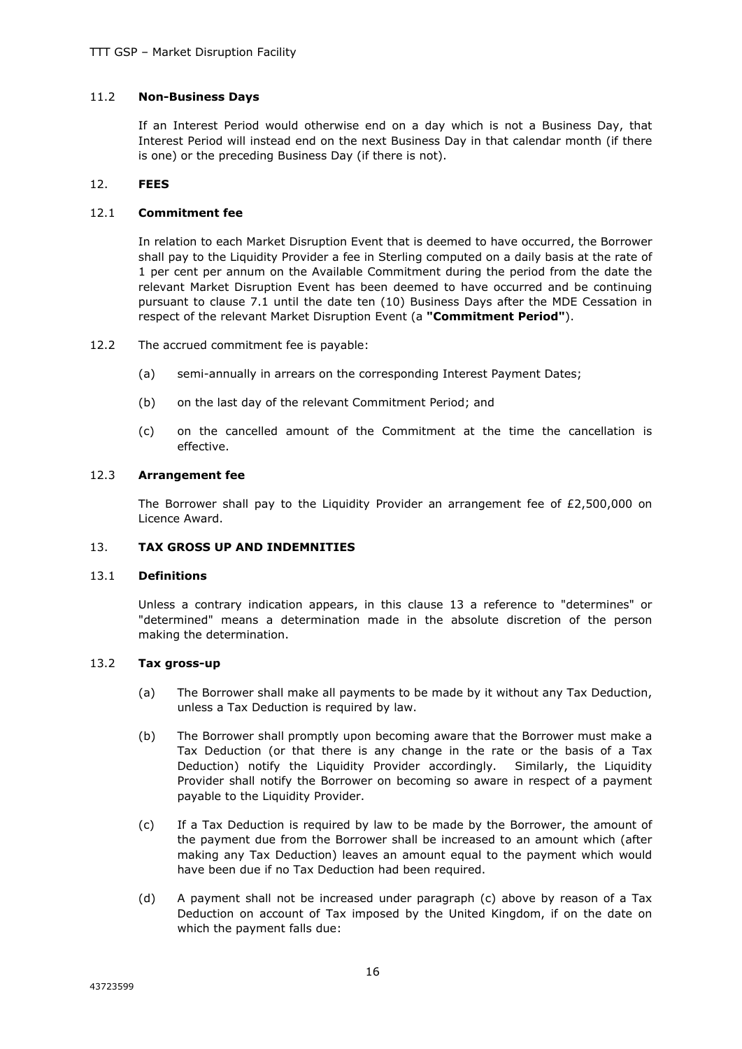### 11.2 **Non-Business Days**

If an Interest Period would otherwise end on a day which is not a Business Day, that Interest Period will instead end on the next Business Day in that calendar month (if there is one) or the preceding Business Day (if there is not).

## 12. **FEES**

### 12.1 **Commitment fee**

In relation to each Market Disruption Event that is deemed to have occurred, the Borrower shall pay to the Liquidity Provider a fee in Sterling computed on a daily basis at the rate of 1 per cent per annum on the Available Commitment during the period from the date the relevant Market Disruption Event has been deemed to have occurred and be continuing pursuant to clause 7.1 until the date ten (10) Business Days after the MDE Cessation in respect of the relevant Market Disruption Event (a **"Commitment Period"**).

12.2 The accrued commitment fee is payable:

(a) semi-annually in arrears on the corresponding Interest Payment Dates;

(b) on the last day of the relevant Commitment Period; and

(c) on the cancelled amount of the Commitment at the time the cancellation is effective.

### 12.3 **Arrangement fee**

The Borrower shall pay to the Liquidity Provider an arrangement fee of £2,500,000 on Licence Award.

## 13. **TAX GROSS UP AND INDEMNITIES**

### 13.1 **Definitions**

Unless a contrary indication appears, in this clause 13 a reference to "determines" or "determined" means a determination made in the absolute discretion of the person making the determination.

### 13.2 **Tax gross-up**

(a) The Borrower shall make all payments to be made by it without any Tax Deduction, unless a Tax Deduction is required by law.

(b) The Borrower shall promptly upon becoming aware that the Borrower must make a Tax Deduction (or that there is any change in the rate or the basis of a Tax Deduction) notify the Liquidity Provider accordingly. Similarly, the Liquidity Provider shall notify the Borrower on becoming so aware in respect of a payment payable to the Liquidity Provider.

(c) If a Tax Deduction is required by law to be made by the Borrower, the amount of the payment due from the Borrower shall be increased to an amount which (after making any Tax Deduction) leaves an amount equal to the payment which would have been due if no Tax Deduction had been required.

(d) A payment shall not be increased under paragraph (c) above by reason of a Tax Deduction on account of Tax imposed by the United Kingdom, if on the date on which the payment falls due: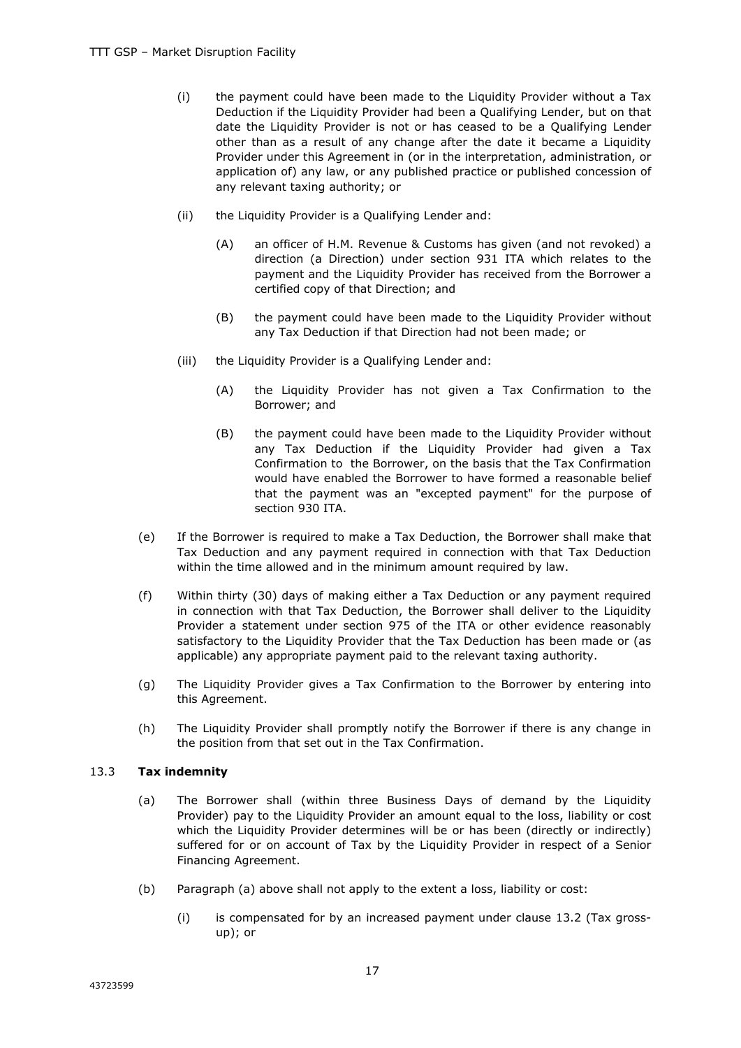(i) the payment could have been made to the Liquidity Provider without a Tax Deduction if the Liquidity Provider had been a Qualifying Lender, but on that date the Liquidity Provider is not or has ceased to be a Qualifying Lender other than as a result of any change after the date it became a Liquidity Provider under this Agreement in (or in the interpretation, administration, or application of) any law, or any published practice or published concession of any relevant taxing authority; or

(ii) the Liquidity Provider is a Qualifying Lender and:

(A) an officer of H.M. Revenue & Customs has given (and not revoked) a direction (a Direction) under section 931 ITA which relates to the payment and the Liquidity Provider has received from the Borrower a certified copy of that Direction; and

(B) the payment could have been made to the Liquidity Provider without any Tax Deduction if that Direction had not been made; or

(iii) the Liquidity Provider is a Qualifying Lender and:

(A) the Liquidity Provider has not given a Tax Confirmation to the Borrower; and

(B) the payment could have been made to the Liquidity Provider without any Tax Deduction if the Liquidity Provider had given a Tax Confirmation to the Borrower, on the basis that the Tax Confirmation would have enabled the Borrower to have formed a reasonable belief that the payment was an "excepted payment" for the purpose of section 930 ITA.

(e) If the Borrower is required to make a Tax Deduction, the Borrower shall make that Tax Deduction and any payment required in connection with that Tax Deduction within the time allowed and in the minimum amount required by law.

(f) Within thirty (30) days of making either a Tax Deduction or any payment required in connection with that Tax Deduction, the Borrower shall deliver to the Liquidity Provider a statement under section 975 of the ITA or other evidence reasonably satisfactory to the Liquidity Provider that the Tax Deduction has been made or (as applicable) any appropriate payment paid to the relevant taxing authority.

(g) The Liquidity Provider gives a Tax Confirmation to the Borrower by entering into this Agreement.

(h) The Liquidity Provider shall promptly notify the Borrower if there is any change in the position from that set out in the Tax Confirmation.

### 13.3 **Tax indemnity**

(a) The Borrower shall (within three Business Days of demand by the Liquidity Provider) pay to the Liquidity Provider an amount equal to the loss, liability or cost which the Liquidity Provider determines will be or has been (directly or indirectly) suffered for or on account of Tax by the Liquidity Provider in respect of a Senior Financing Agreement.

(b) Paragraph (a) above shall not apply to the extent a loss, liability or cost:

(i) is compensated for by an increased payment under clause 13.2 (Tax gross-up); or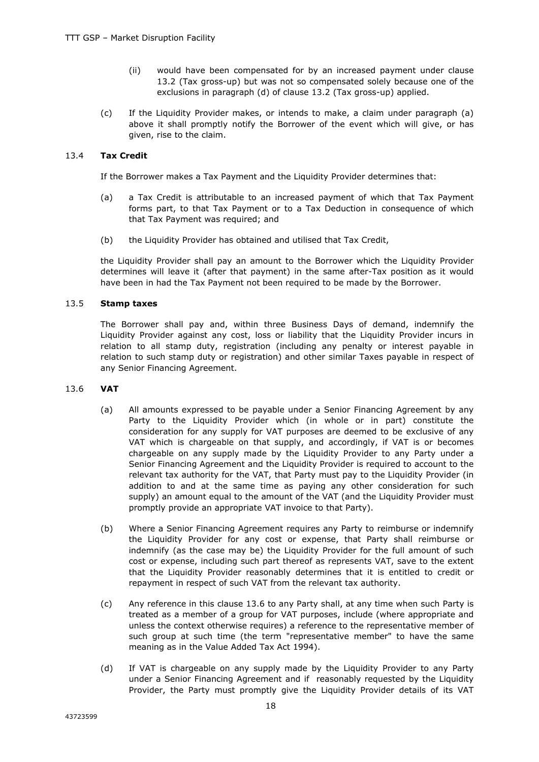(ii) would have been compensated for by an increased payment under clause 13.2 (Tax gross-up) but was not so compensated solely because one of the exclusions in paragraph (d) of clause 13.2 (Tax gross-up) applied.

(c) If the Liquidity Provider makes, or intends to make, a claim under paragraph (a) above it shall promptly notify the Borrower of the event which will give, or has given, rise to the claim.

### 13.4 Tax Credit

If the Borrower makes a Tax Payment and the Liquidity Provider determines that:

(a) a Tax Credit is attributable to an increased payment of which that Tax Payment forms part, to that Tax Payment or to a Tax Deduction in consequence of which that Tax Payment was required; and

(b) the Liquidity Provider has obtained and utilised that Tax Credit,

the Liquidity Provider shall pay an amount to the Borrower which the Liquidity Provider determines will leave it (after that payment) in the same after-Tax position as it would have been in had the Tax Payment not been required to be made by the Borrower.

### 13.5 Stamp taxes

The Borrower shall pay and, within three Business Days of demand, indemnify the Liquidity Provider against any cost, loss or liability that the Liquidity Provider incurs in relation to all stamp duty, registration (including any penalty or interest payable in relation to such stamp duty or registration) and other similar Taxes payable in respect of any Senior Financing Agreement.

### 13.6 VAT

(a) All amounts expressed to be payable under a Senior Financing Agreement by any Party to the Liquidity Provider which (in whole or in part) constitute the consideration for any supply for VAT purposes are deemed to be exclusive of any VAT which is chargeable on that supply, and accordingly, if VAT is or becomes chargeable on any supply made by the Liquidity Provider to any Party under a Senior Financing Agreement and the Liquidity Provider is required to account to the relevant tax authority for the VAT, that Party must pay to the Liquidity Provider (in addition to and at the same time as paying any other consideration for such supply) an amount equal to the amount of the VAT (and the Liquidity Provider must promptly provide an appropriate VAT invoice to that Party).

(b) Where a Senior Financing Agreement requires any Party to reimburse or indemnify the Liquidity Provider for any cost or expense, that Party shall reimburse or indemnify (as the case may be) the Liquidity Provider for the full amount of such cost or expense, including such part thereof as represents VAT, save to the extent that the Liquidity Provider reasonably determines that it is entitled to credit or repayment in respect of such VAT from the relevant tax authority.

(c) Any reference in this clause 13.6 to any Party shall, at any time when such Party is treated as a member of a group for VAT purposes, include (where appropriate and unless the context otherwise requires) a reference to the representative member of such group at such time (the term "representative member" to have the same meaning as in the Value Added Tax Act 1994).

(d) If VAT is chargeable on any supply made by the Liquidity Provider to any Party under a Senior Financing Agreement and if reasonably requested by the Liquidity Provider, the Party must promptly give the Liquidity Provider details of its VAT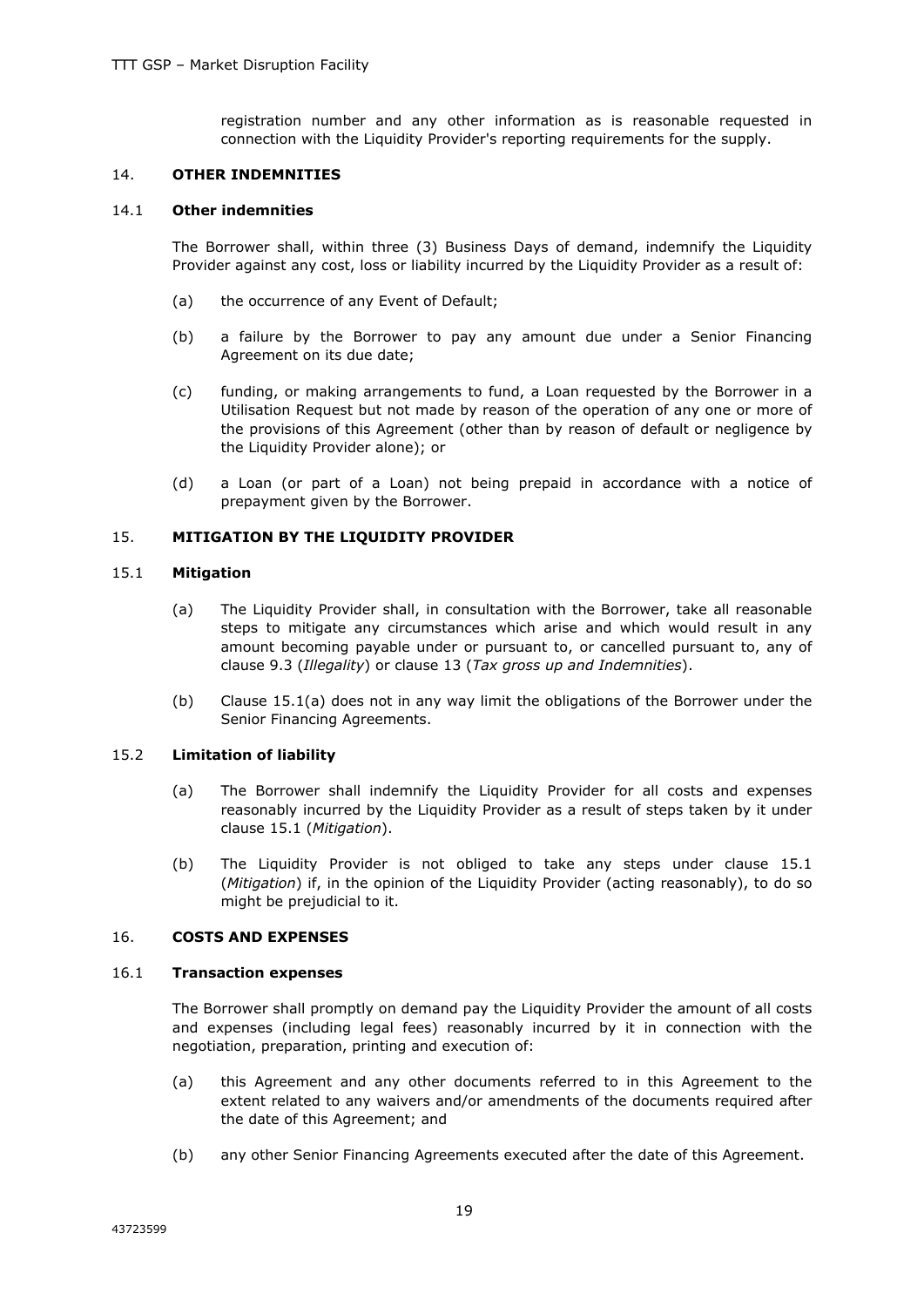registration number and any other information as is reasonable requested in connection with the Liquidity Provider's reporting requirements for the supply.

## 14. OTHER INDEMNITIES

### 14.1 Other indemnities

The Borrower shall, within three (3) Business Days of demand, indemnify the Liquidity Provider against any cost, loss or liability incurred by the Liquidity Provider as a result of:

(a) the occurrence of any Event of Default;

(b) a failure by the Borrower to pay any amount due under a Senior Financing Agreement on its due date;

(c) funding, or making arrangements to fund, a Loan requested by the Borrower in a Utilisation Request but not made by reason of the operation of any one or more of the provisions of this Agreement (other than by reason of default or negligence by the Liquidity Provider alone); or

(d) a Loan (or part of a Loan) not being prepaid in accordance with a notice of prepayment given by the Borrower.

## 15. MITIGATION BY THE LIQUIDITY PROVIDER

### 15.1 Mitigation

(a) The Liquidity Provider shall, in consultation with the Borrower, take all reasonable steps to mitigate any circumstances which arise and which would result in any amount becoming payable under or pursuant to, or cancelled pursuant to, any of clause 9.3 (*Illegality*) or clause 13 (*Tax gross up and Indemnities*).

(b) Clause 15.1(a) does not in any way limit the obligations of the Borrower under the Senior Financing Agreements.

### 15.2 Limitation of liability

(a) The Borrower shall indemnify the Liquidity Provider for all costs and expenses reasonably incurred by the Liquidity Provider as a result of steps taken by it under clause 15.1 (*Mitigation*).

(b) The Liquidity Provider is not obliged to take any steps under clause 15.1 (*Mitigation*) if, in the opinion of the Liquidity Provider (acting reasonably), to do so might be prejudicial to it.

## 16. COSTS AND EXPENSES

### 16.1 Transaction expenses

The Borrower shall promptly on demand pay the Liquidity Provider the amount of all costs and expenses (including legal fees) reasonably incurred by it in connection with the negotiation, preparation, printing and execution of:

(a) this Agreement and any other documents referred to in this Agreement to the extent related to any waivers and/or amendments of the documents required after the date of this Agreement; and

(b) any other Senior Financing Agreements executed after the date of this Agreement.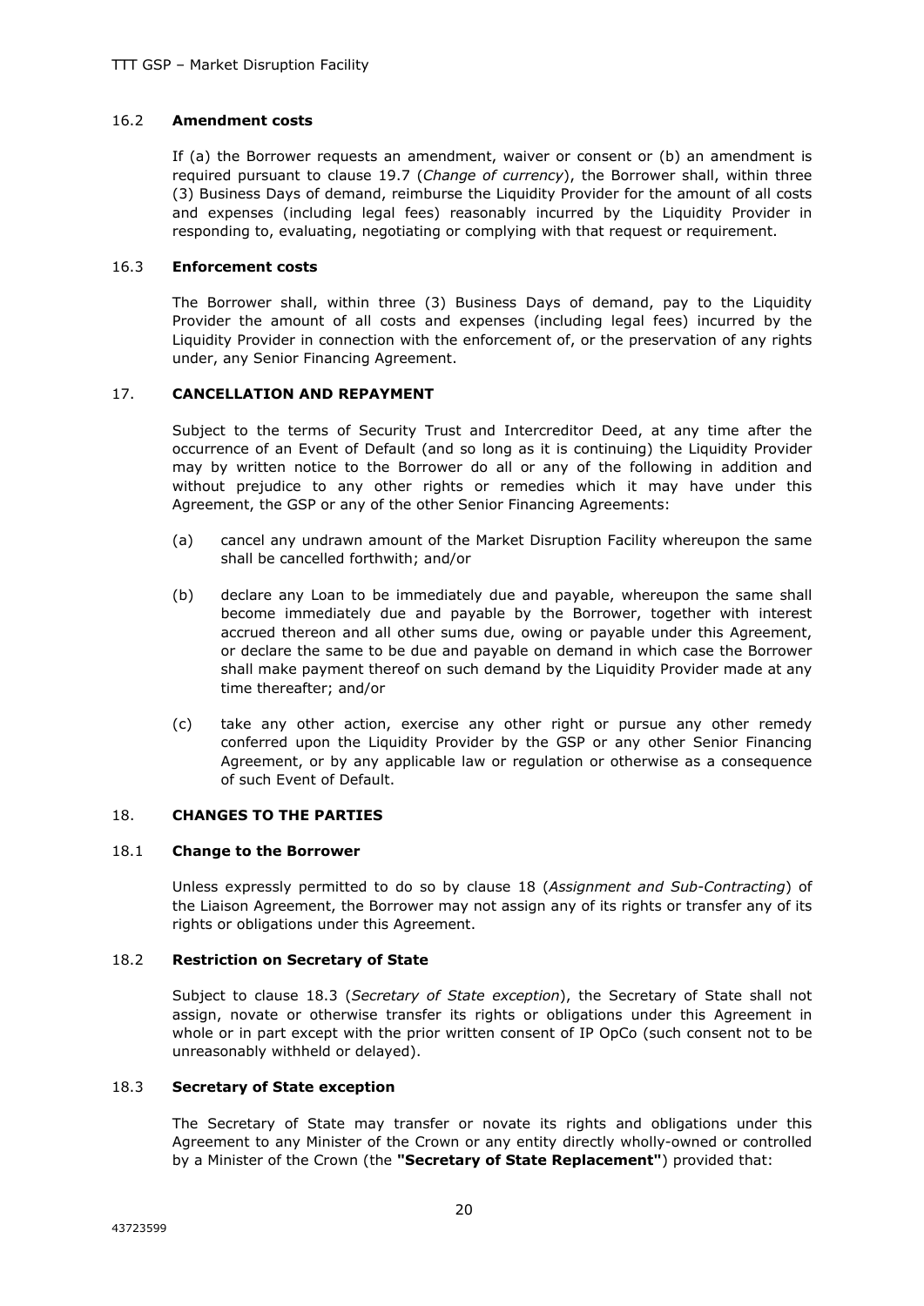### 16.2 **Amendment costs**

If (a) the Borrower requests an amendment, waiver or consent or (b) an amendment is required pursuant to clause 19.7 (*Change of currency*), the Borrower shall, within three (3) Business Days of demand, reimburse the Liquidity Provider for the amount of all costs and expenses (including legal fees) reasonably incurred by the Liquidity Provider in responding to, evaluating, negotiating or complying with that request or requirement.

### 16.3 **Enforcement costs**

The Borrower shall, within three (3) Business Days of demand, pay to the Liquidity Provider the amount of all costs and expenses (including legal fees) incurred by the Liquidity Provider in connection with the enforcement of, or the preservation of any rights under, any Senior Financing Agreement.

## 17. **CANCELLATION AND REPAYMENT**

Subject to the terms of Security Trust and Intercreditor Deed, at any time after the occurrence of an Event of Default (and so long as it is continuing) the Liquidity Provider may by written notice to the Borrower do all or any of the following in addition and without prejudice to any other rights or remedies which it may have under this Agreement, the GSP or any of the other Senior Financing Agreements:

(a) cancel any undrawn amount of the Market Disruption Facility whereupon the same shall be cancelled forthwith; and/or

(b) declare any Loan to be immediately due and payable, whereupon the same shall become immediately due and payable by the Borrower, together with interest accrued thereon and all other sums due, owing or payable under this Agreement, or declare the same to be due and payable on demand in which case the Borrower shall make payment thereof on such demand by the Liquidity Provider made at any time thereafter; and/or

(c) take any other action, exercise any other right or pursue any other remedy conferred upon the Liquidity Provider by the GSP or any other Senior Financing Agreement, or by any applicable law or regulation or otherwise as a consequence of such Event of Default.

## 18. **CHANGES TO THE PARTIES**

### 18.1 **Change to the Borrower**

Unless expressly permitted to do so by clause 18 (*Assignment and Sub-Contracting*) of the Liaison Agreement, the Borrower may not assign any of its rights or transfer any of its rights or obligations under this Agreement.

### 18.2 **Restriction on Secretary of State**

Subject to clause 18.3 (*Secretary of State exception*), the Secretary of State shall not assign, novate or otherwise transfer its rights or obligations under this Agreement in whole or in part except with the prior written consent of IP OpCo (such consent not to be unreasonably withheld or delayed).

### 18.3 **Secretary of State exception**

The Secretary of State may transfer or novate its rights and obligations under this Agreement to any Minister of the Crown or any entity directly wholly-owned or controlled by a Minister of the Crown (the **"Secretary of State Replacement"**) provided that: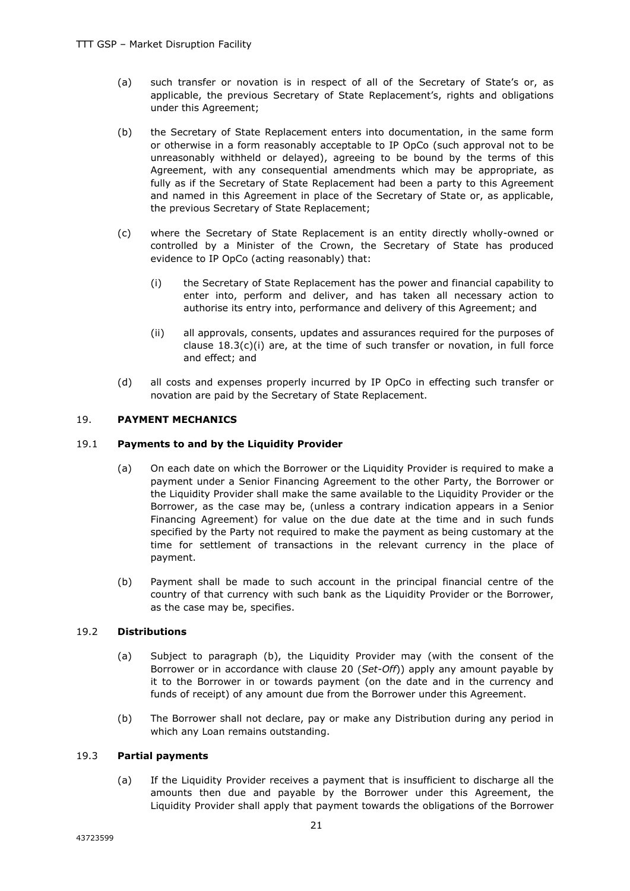(a) such transfer or novation is in respect of all of the Secretary of State's or, as applicable, the previous Secretary of State Replacement's, rights and obligations under this Agreement;

(b) the Secretary of State Replacement enters into documentation, in the same form or otherwise in a form reasonably acceptable to IP OpCo (such approval not to be unreasonably withheld or delayed), agreeing to be bound by the terms of this Agreement, with any consequential amendments which may be appropriate, as fully as if the Secretary of State Replacement had been a party to this Agreement and named in this Agreement in place of the Secretary of State or, as applicable, the previous Secretary of State Replacement;

(c) where the Secretary of State Replacement is an entity directly wholly-owned or controlled by a Minister of the Crown, the Secretary of State has produced evidence to IP OpCo (acting reasonably) that:

   (i) the Secretary of State Replacement has the power and financial capability to enter into, perform and deliver, and has taken all necessary action to authorise its entry into, performance and delivery of this Agreement; and

   (ii) all approvals, consents, updates and assurances required for the purposes of clause 18.3(c)(i) are, at the time of such transfer or novation, in full force and effect; and

(d) all costs and expenses properly incurred by IP OpCo in effecting such transfer or novation are paid by the Secretary of State Replacement.

## 19. PAYMENT MECHANICS

### 19.1 Payments to and by the Liquidity Provider

(a) On each date on which the Borrower or the Liquidity Provider is required to make a payment under a Senior Financing Agreement to the other Party, the Borrower or the Liquidity Provider shall make the same available to the Liquidity Provider or the Borrower, as the case may be, (unless a contrary indication appears in a Senior Financing Agreement) for value on the due date at the time and in such funds specified by the Party not required to make the payment as being customary at the time for settlement of transactions in the relevant currency in the place of payment.

(b) Payment shall be made to such account in the principal financial centre of the country of that currency with such bank as the Liquidity Provider or the Borrower, as the case may be, specifies.

### 19.2 Distributions

(a) Subject to paragraph (b), the Liquidity Provider may (with the consent of the Borrower or in accordance with clause 20 (*Set-Off*)) apply any amount payable by it to the Borrower in or towards payment (on the date and in the currency and funds of receipt) of any amount due from the Borrower under this Agreement.

(b) The Borrower shall not declare, pay or make any Distribution during any period in which any Loan remains outstanding.

### 19.3 Partial payments

(a) If the Liquidity Provider receives a payment that is insufficient to discharge all the amounts then due and payable by the Borrower under this Agreement, the Liquidity Provider shall apply that payment towards the obligations of the Borrower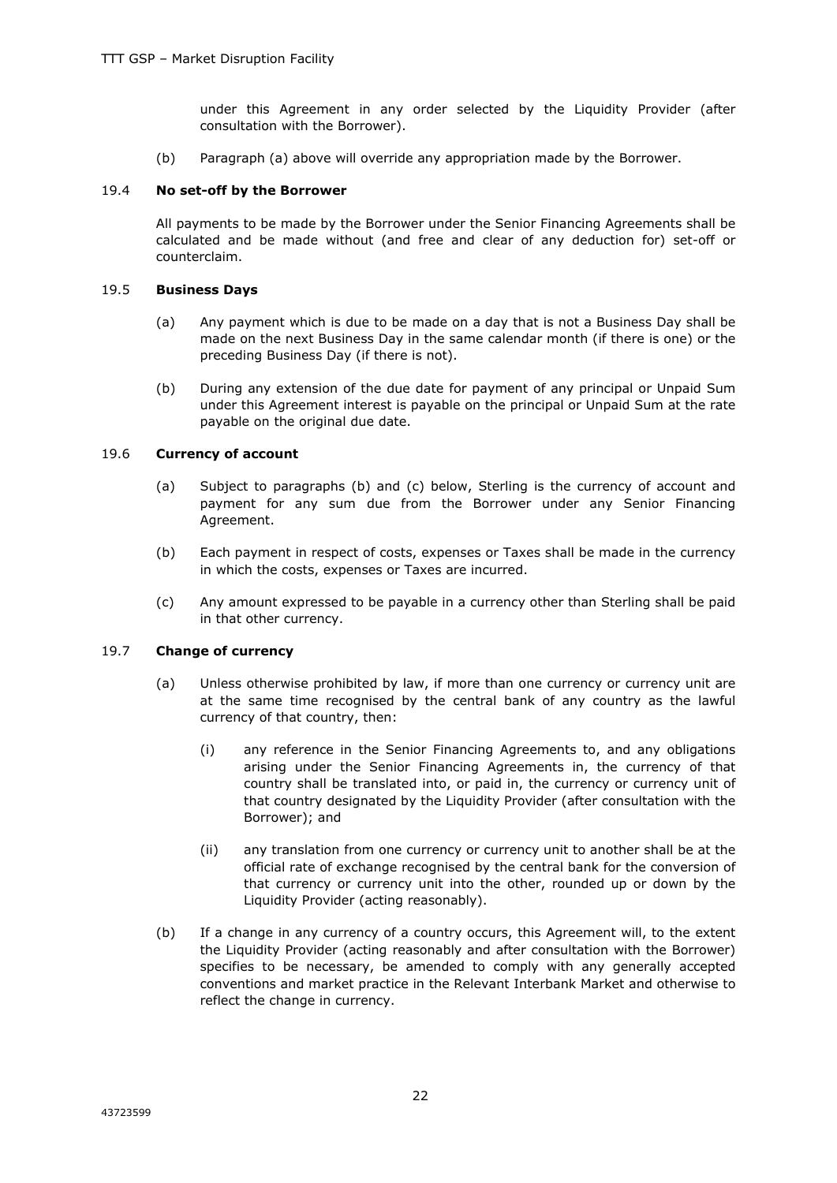under this Agreement in any order selected by the Liquidity Provider (after consultation with the Borrower).

(b) Paragraph (a) above will override any appropriation made by the Borrower.

### 19.4 **No set-off by the Borrower**

All payments to be made by the Borrower under the Senior Financing Agreements shall be calculated and be made without (and free and clear of any deduction for) set-off or counterclaim.

### 19.5 **Business Days**

(a) Any payment which is due to be made on a day that is not a Business Day shall be made on the next Business Day in the same calendar month (if there is one) or the preceding Business Day (if there is not).

(b) During any extension of the due date for payment of any principal or Unpaid Sum under this Agreement interest is payable on the principal or Unpaid Sum at the rate payable on the original due date.

### 19.6 **Currency of account**

(a) Subject to paragraphs (b) and (c) below, Sterling is the currency of account and payment for any sum due from the Borrower under any Senior Financing Agreement.

(b) Each payment in respect of costs, expenses or Taxes shall be made in the currency in which the costs, expenses or Taxes are incurred.

(c) Any amount expressed to be payable in a currency other than Sterling shall be paid in that other currency.

### 19.7 **Change of currency**

(a) Unless otherwise prohibited by law, if more than one currency or currency unit are at the same time recognised by the central bank of any country as the lawful currency of that country, then:

(i) any reference in the Senior Financing Agreements to, and any obligations arising under the Senior Financing Agreements in, the currency of that country shall be translated into, or paid in, the currency or currency unit of that country designated by the Liquidity Provider (after consultation with the Borrower); and

(ii) any translation from one currency or currency unit to another shall be at the official rate of exchange recognised by the central bank for the conversion of that currency or currency unit into the other, rounded up or down by the Liquidity Provider (acting reasonably).

(b) If a change in any currency of a country occurs, this Agreement will, to the extent the Liquidity Provider (acting reasonably and after consultation with the Borrower) specifies to be necessary, be amended to comply with any generally accepted conventions and market practice in the Relevant Interbank Market and otherwise to reflect the change in currency.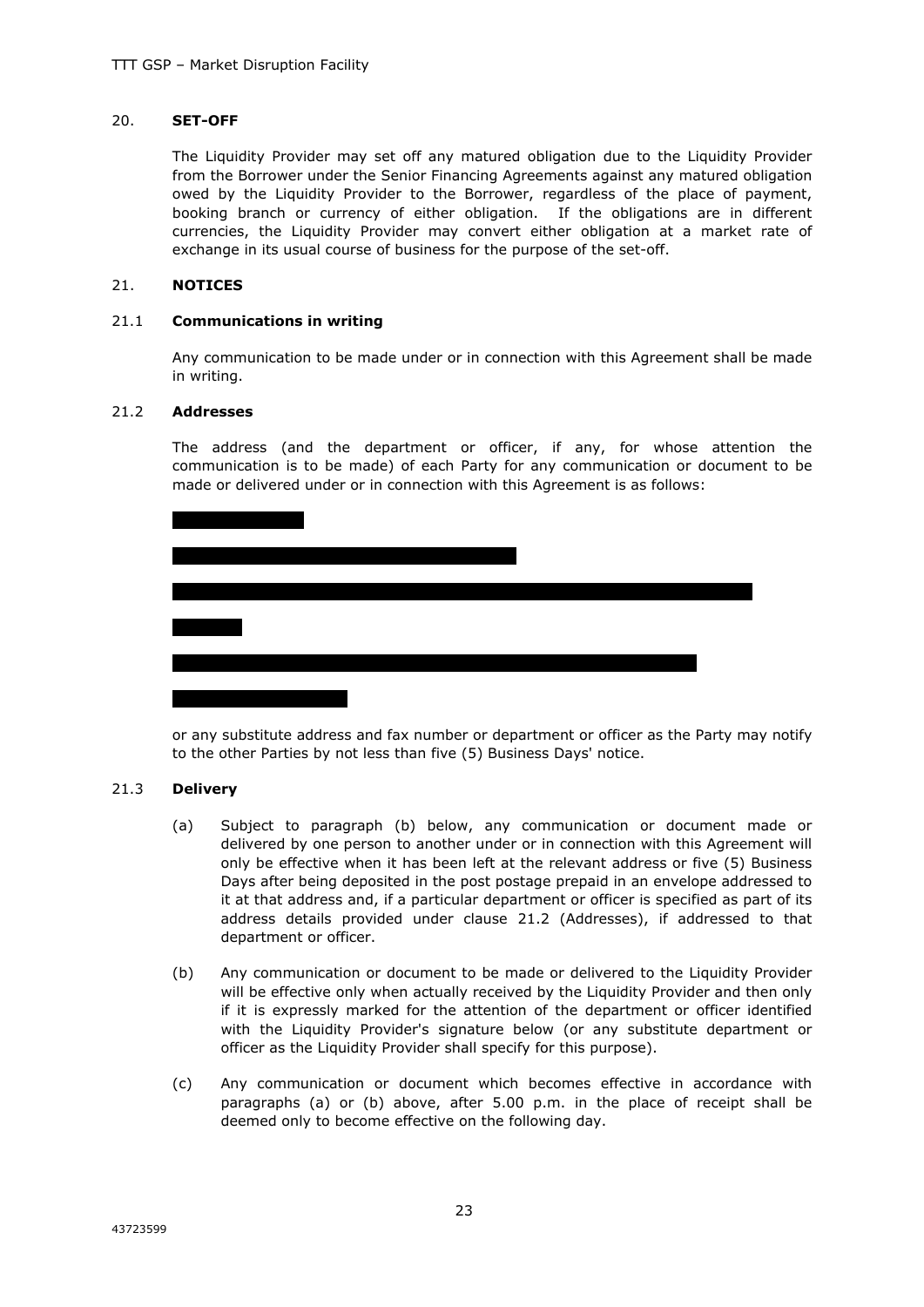## 20. **SET-OFF**

The Liquidity Provider may set off any matured obligation due to the Liquidity Provider from the Borrower under the Senior Financing Agreements against any matured obligation owed by the Liquidity Provider to the Borrower, regardless of the place of payment, booking branch or currency of either obligation. If the obligations are in different currencies, the Liquidity Provider may convert either obligation at a market rate of exchange in its usual course of business for the purpose of the set-off.

## 21. **NOTICES**

### 21.1 **Communications in writing**

Any communication to be made under or in connection with this Agreement shall be made in writing.

### 21.2 **Addresses**

The address (and the department or officer, if any, for whose attention the communication is to be made) of each Party for any communication or document to be made or delivered under or in connection with this Agreement is as follows:

[REDACTED]

[REDACTED]

[REDACTED]

[REDACTED]

[REDACTED]

[REDACTED]

or any substitute address and fax number or department or officer as the Party may notify to the other Parties by not less than five (5) Business Days' notice.

### 21.3 **Delivery**

(a) Subject to paragraph (b) below, any communication or document made or delivered by one person to another under or in connection with this Agreement will only be effective when it has been left at the relevant address or five (5) Business Days after being deposited in the post postage prepaid in an envelope addressed to it at that address and, if a particular department or officer is specified as part of its address details provided under clause 21.2 (Addresses), if addressed to that department or officer.

(b) Any communication or document to be made or delivered to the Liquidity Provider will be effective only when actually received by the Liquidity Provider and then only if it is expressly marked for the attention of the department or officer identified with the Liquidity Provider's signature below (or any substitute department or officer as the Liquidity Provider shall specify for this purpose).

(c) Any communication or document which becomes effective in accordance with paragraphs (a) or (b) above, after 5.00 p.m. in the place of receipt shall be deemed only to become effective on the following day.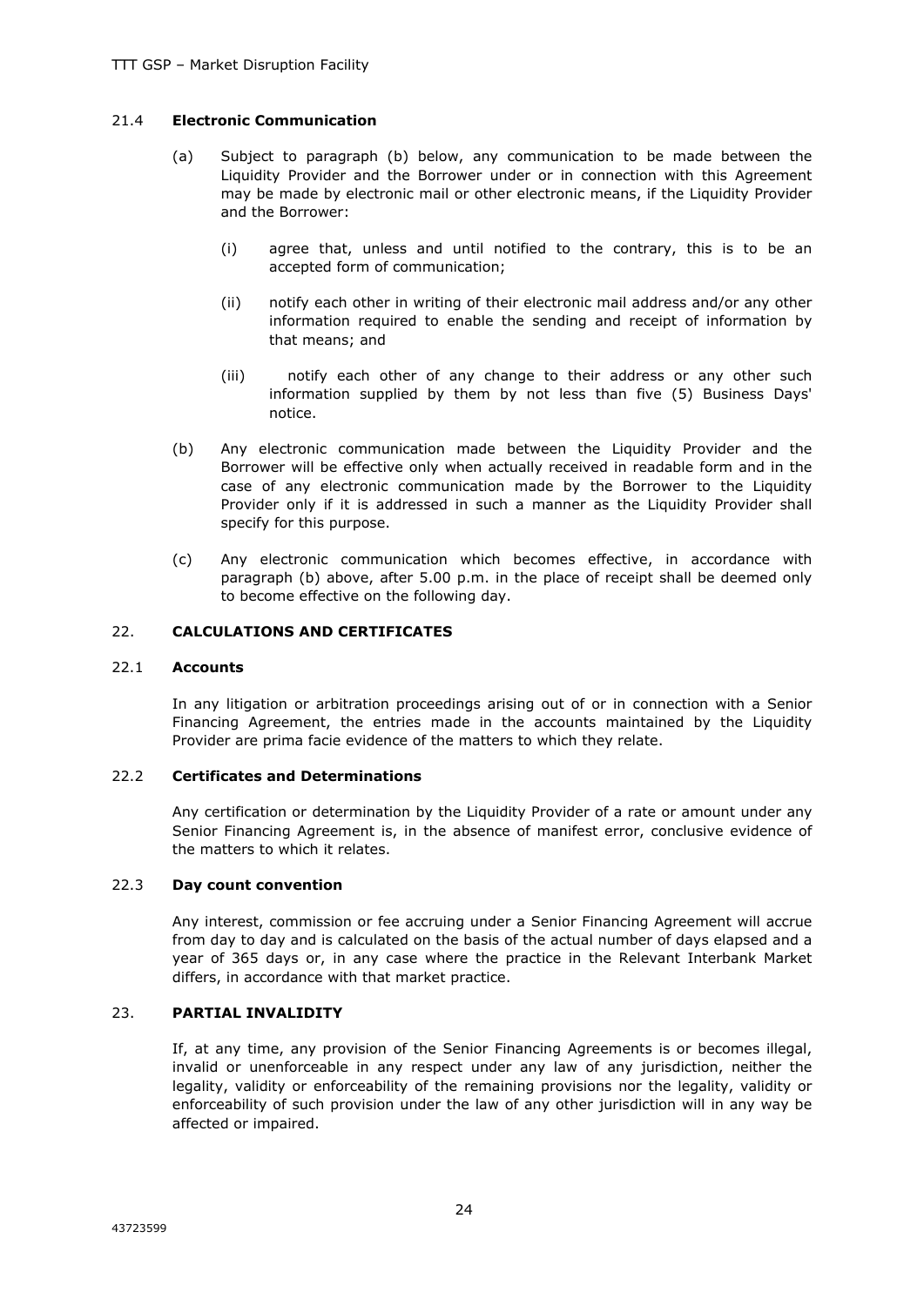### 21.4 **Electronic Communication**

(a) Subject to paragraph (b) below, any communication to be made between the Liquidity Provider and the Borrower under or in connection with this Agreement may be made by electronic mail or other electronic means, if the Liquidity Provider and the Borrower:

(i) agree that, unless and until notified to the contrary, this is to be an accepted form of communication;

(ii) notify each other in writing of their electronic mail address and/or any other information required to enable the sending and receipt of information by that means; and

(iii) notify each other of any change to their address or any other such information supplied by them by not less than five (5) Business Days' notice.

(b) Any electronic communication made between the Liquidity Provider and the Borrower will be effective only when actually received in readable form and in the case of any electronic communication made by the Borrower to the Liquidity Provider only if it is addressed in such a manner as the Liquidity Provider shall specify for this purpose.

(c) Any electronic communication which becomes effective, in accordance with paragraph (b) above, after 5.00 p.m. in the place of receipt shall be deemed only to become effective on the following day.

## 22. **CALCULATIONS AND CERTIFICATES**

### 22.1 **Accounts**

In any litigation or arbitration proceedings arising out of or in connection with a Senior Financing Agreement, the entries made in the accounts maintained by the Liquidity Provider are prima facie evidence of the matters to which they relate.

### 22.2 **Certificates and Determinations**

Any certification or determination by the Liquidity Provider of a rate or amount under any Senior Financing Agreement is, in the absence of manifest error, conclusive evidence of the matters to which it relates.

### 22.3 **Day count convention**

Any interest, commission or fee accruing under a Senior Financing Agreement will accrue from day to day and is calculated on the basis of the actual number of days elapsed and a year of 365 days or, in any case where the practice in the Relevant Interbank Market differs, in accordance with that market practice.

## 23. **PARTIAL INVALIDITY**

If, at any time, any provision of the Senior Financing Agreements is or becomes illegal, invalid or unenforceable in any respect under any law of any jurisdiction, neither the legality, validity or enforceability of the remaining provisions nor the legality, validity or enforceability of such provision under the law of any other jurisdiction will in any way be affected or impaired.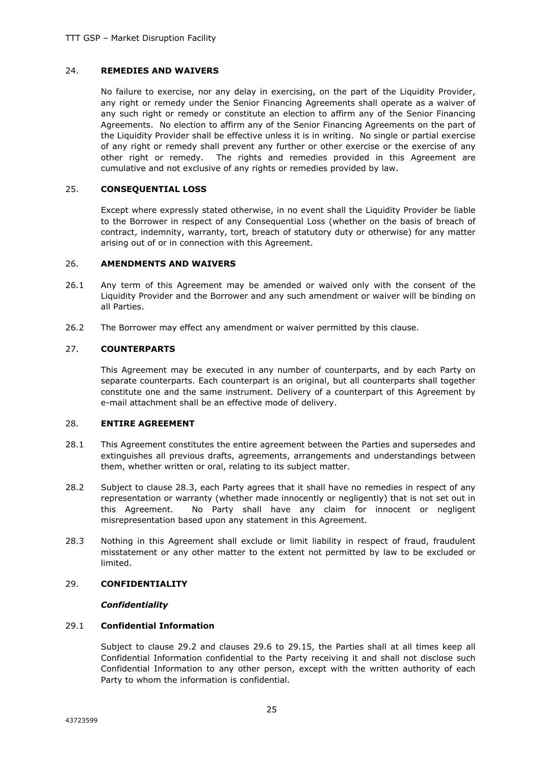## 24. **REMEDIES AND WAIVERS**

No failure to exercise, nor any delay in exercising, on the part of the Liquidity Provider, any right or remedy under the Senior Financing Agreements shall operate as a waiver of any such right or remedy or constitute an election to affirm any of the Senior Financing Agreements. No election to affirm any of the Senior Financing Agreements on the part of the Liquidity Provider shall be effective unless it is in writing. No single or partial exercise of any right or remedy shall prevent any further or other exercise or the exercise of any other right or remedy. The rights and remedies provided in this Agreement are cumulative and not exclusive of any rights or remedies provided by law.

## 25. **CONSEQUENTIAL LOSS**

Except where expressly stated otherwise, in no event shall the Liquidity Provider be liable to the Borrower in respect of any Consequential Loss (whether on the basis of breach of contract, indemnity, warranty, tort, breach of statutory duty or otherwise) for any matter arising out of or in connection with this Agreement.

## 26. **AMENDMENTS AND WAIVERS**

26.1 Any term of this Agreement may be amended or waived only with the consent of the Liquidity Provider and the Borrower and any such amendment or waiver will be binding on all Parties.

26.2 The Borrower may effect any amendment or waiver permitted by this clause.

## 27. **COUNTERPARTS**

This Agreement may be executed in any number of counterparts, and by each Party on separate counterparts. Each counterpart is an original, but all counterparts shall together constitute one and the same instrument. Delivery of a counterpart of this Agreement by e-mail attachment shall be an effective mode of delivery.

## 28. **ENTIRE AGREEMENT**

28.1 This Agreement constitutes the entire agreement between the Parties and supersedes and extinguishes all previous drafts, agreements, arrangements and understandings between them, whether written or oral, relating to its subject matter.

28.2 Subject to clause 28.3, each Party agrees that it shall have no remedies in respect of any representation or warranty (whether made innocently or negligently) that is not set out in this Agreement. No Party shall have any claim for innocent or negligent misrepresentation based upon any statement in this Agreement.

28.3 Nothing in this Agreement shall exclude or limit liability in respect of fraud, fraudulent misstatement or any other matter to the extent not permitted by law to be excluded or limited.

## 29. **CONFIDENTIALITY**

***Confidentiality***

### 29.1 **Confidential Information**

Subject to clause 29.2 and clauses 29.6 to 29.15, the Parties shall at all times keep all Confidential Information confidential to the Party receiving it and shall not disclose such Confidential Information to any other person, except with the written authority of each Party to whom the information is confidential.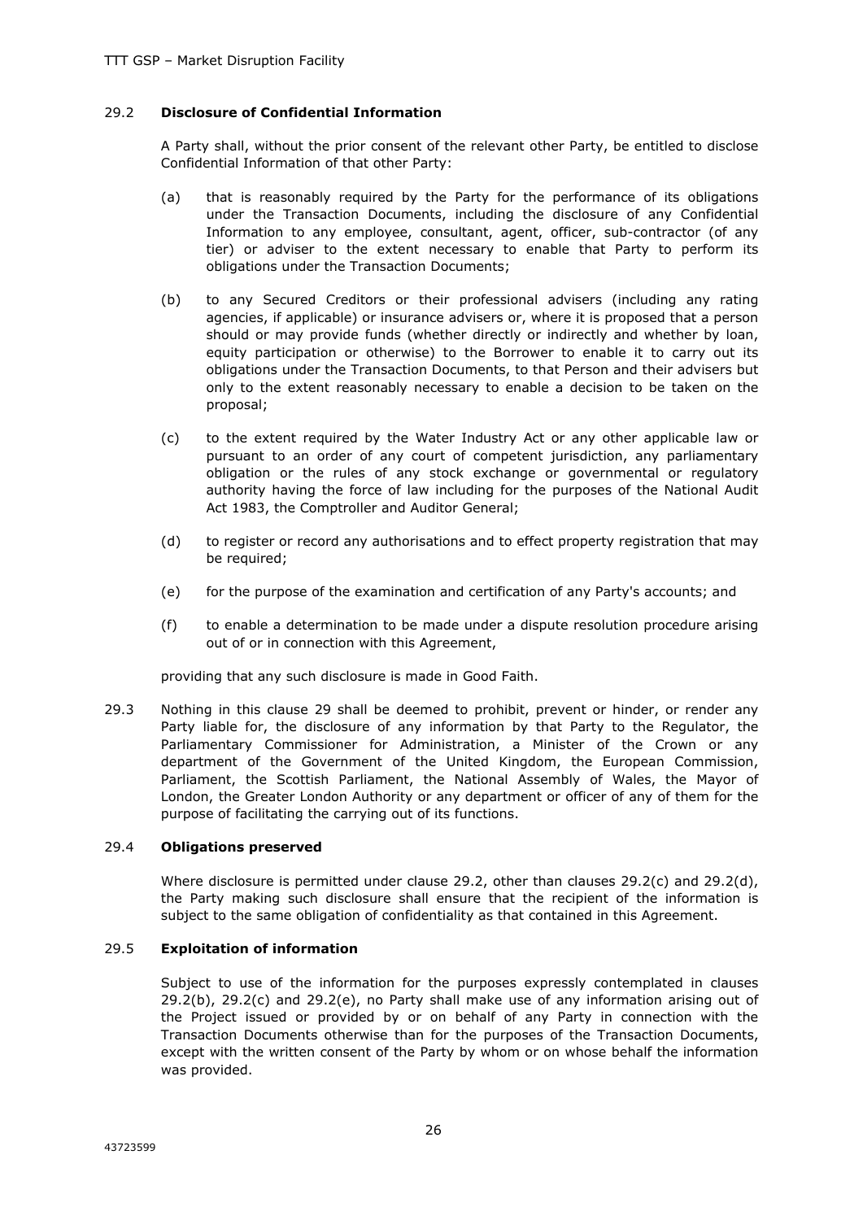### 29.2 **Disclosure of Confidential Information**

A Party shall, without the prior consent of the relevant other Party, be entitled to disclose Confidential Information of that other Party:

(a) that is reasonably required by the Party for the performance of its obligations under the Transaction Documents, including the disclosure of any Confidential Information to any employee, consultant, agent, officer, sub-contractor (of any tier) or adviser to the extent necessary to enable that Party to perform its obligations under the Transaction Documents;

(b) to any Secured Creditors or their professional advisers (including any rating agencies, if applicable) or insurance advisers or, where it is proposed that a person should or may provide funds (whether directly or indirectly and whether by loan, equity participation or otherwise) to the Borrower to enable it to carry out its obligations under the Transaction Documents, to that Person and their advisers but only to the extent reasonably necessary to enable a decision to be taken on the proposal;

(c) to the extent required by the Water Industry Act or any other applicable law or pursuant to an order of any court of competent jurisdiction, any parliamentary obligation or the rules of any stock exchange or governmental or regulatory authority having the force of law including for the purposes of the National Audit Act 1983, the Comptroller and Auditor General;

(d) to register or record any authorisations and to effect property registration that may be required;

(e) for the purpose of the examination and certification of any Party's accounts; and

(f) to enable a determination to be made under a dispute resolution procedure arising out of or in connection with this Agreement,

providing that any such disclosure is made in Good Faith.

29.3 Nothing in this clause 29 shall be deemed to prohibit, prevent or hinder, or render any Party liable for, the disclosure of any information by that Party to the Regulator, the Parliamentary Commissioner for Administration, a Minister of the Crown or any department of the Government of the United Kingdom, the European Commission, Parliament, the Scottish Parliament, the National Assembly of Wales, the Mayor of London, the Greater London Authority or any department or officer of any of them for the purpose of facilitating the carrying out of its functions.

### 29.4 **Obligations preserved**

Where disclosure is permitted under clause 29.2, other than clauses 29.2(c) and 29.2(d), the Party making such disclosure shall ensure that the recipient of the information is subject to the same obligation of confidentiality as that contained in this Agreement.

### 29.5 **Exploitation of information**

Subject to use of the information for the purposes expressly contemplated in clauses 29.2(b), 29.2(c) and 29.2(e), no Party shall make use of any information arising out of the Project issued or provided by or on behalf of any Party in connection with the Transaction Documents otherwise than for the purposes of the Transaction Documents, except with the written consent of the Party by whom or on whose behalf the information was provided.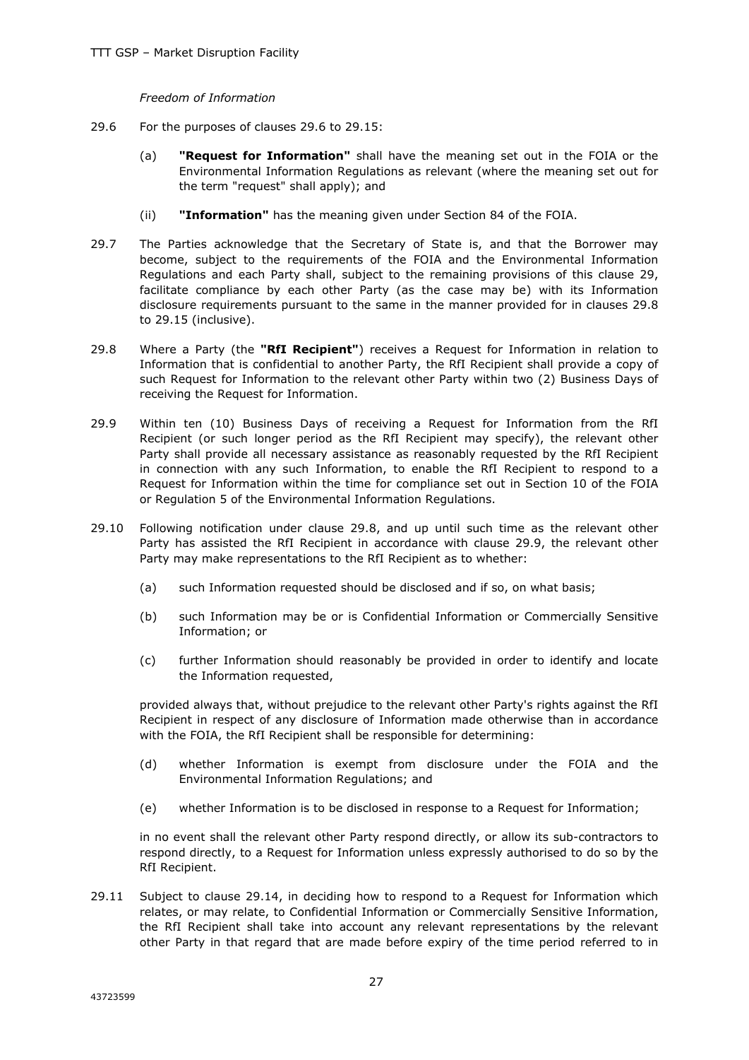*Freedom of Information*

29.6 For the purposes of clauses 29.6 to 29.15:

(a) **"Request for Information"** shall have the meaning set out in the FOIA or the Environmental Information Regulations as relevant (where the meaning set out for the term "request" shall apply); and

(ii) **"Information"** has the meaning given under Section 84 of the FOIA.

29.7 The Parties acknowledge that the Secretary of State is, and that the Borrower may become, subject to the requirements of the FOIA and the Environmental Information Regulations and each Party shall, subject to the remaining provisions of this clause 29, facilitate compliance by each other Party (as the case may be) with its Information disclosure requirements pursuant to the same in the manner provided for in clauses 29.8 to 29.15 (inclusive).

29.8 Where a Party (the **"RfI Recipient"**) receives a Request for Information in relation to Information that is confidential to another Party, the RfI Recipient shall provide a copy of such Request for Information to the relevant other Party within two (2) Business Days of receiving the Request for Information.

29.9 Within ten (10) Business Days of receiving a Request for Information from the RfI Recipient (or such longer period as the RfI Recipient may specify), the relevant other Party shall provide all necessary assistance as reasonably requested by the RfI Recipient in connection with any such Information, to enable the RfI Recipient to respond to a Request for Information within the time for compliance set out in Section 10 of the FOIA or Regulation 5 of the Environmental Information Regulations.

29.10 Following notification under clause 29.8, and up until such time as the relevant other Party has assisted the RfI Recipient in accordance with clause 29.9, the relevant other Party may make representations to the RfI Recipient as to whether:

(a) such Information requested should be disclosed and if so, on what basis;

(b) such Information may be or is Confidential Information or Commercially Sensitive Information; or

(c) further Information should reasonably be provided in order to identify and locate the Information requested,

provided always that, without prejudice to the relevant other Party's rights against the RfI Recipient in respect of any disclosure of Information made otherwise than in accordance with the FOIA, the RfI Recipient shall be responsible for determining:

(d) whether Information is exempt from disclosure under the FOIA and the Environmental Information Regulations; and

(e) whether Information is to be disclosed in response to a Request for Information;

in no event shall the relevant other Party respond directly, or allow its sub-contractors to respond directly, to a Request for Information unless expressly authorised to do so by the RfI Recipient.

29.11 Subject to clause 29.14, in deciding how to respond to a Request for Information which relates, or may relate, to Confidential Information or Commercially Sensitive Information, the RfI Recipient shall take into account any relevant representations by the relevant other Party in that regard that are made before expiry of the time period referred to in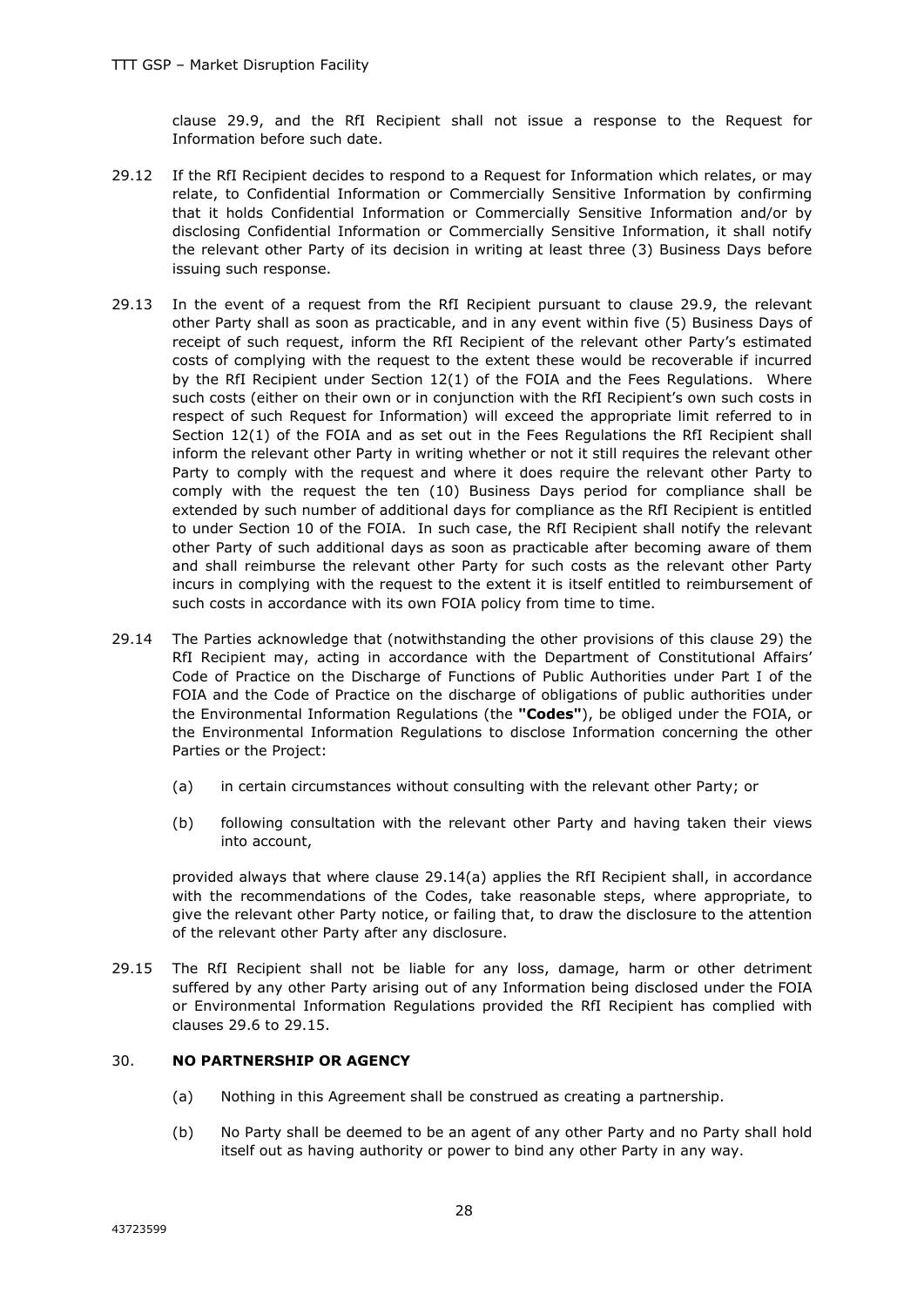clause 29.9, and the RfI Recipient shall not issue a response to the Request for Information before such date.

29.12 If the RfI Recipient decides to respond to a Request for Information which relates, or may relate, to Confidential Information or Commercially Sensitive Information by confirming that it holds Confidential Information or Commercially Sensitive Information and/or by disclosing Confidential Information or Commercially Sensitive Information, it shall notify the relevant other Party of its decision in writing at least three (3) Business Days before issuing such response.

29.13 In the event of a request from the RfI Recipient pursuant to clause 29.9, the relevant other Party shall as soon as practicable, and in any event within five (5) Business Days of receipt of such request, inform the RfI Recipient of the relevant other Party's estimated costs of complying with the request to the extent these would be recoverable if incurred by the RfI Recipient under Section 12(1) of the FOIA and the Fees Regulations. Where such costs (either on their own or in conjunction with the RfI Recipient's own such costs in respect of such Request for Information) will exceed the appropriate limit referred to in Section 12(1) of the FOIA and as set out in the Fees Regulations the RfI Recipient shall inform the relevant other Party in writing whether or not it still requires the relevant other Party to comply with the request and where it does require the relevant other Party to comply with the request the ten (10) Business Days period for compliance shall be extended by such number of additional days for compliance as the RfI Recipient is entitled to under Section 10 of the FOIA. In such case, the RfI Recipient shall notify the relevant other Party of such additional days as soon as practicable after becoming aware of them and shall reimburse the relevant other Party for such costs as the relevant other Party incurs in complying with the request to the extent it is itself entitled to reimbursement of such costs in accordance with its own FOIA policy from time to time.

29.14 The Parties acknowledge that (notwithstanding the other provisions of this clause 29) the RfI Recipient may, acting in accordance with the Department of Constitutional Affairs' Code of Practice on the Discharge of Functions of Public Authorities under Part I of the FOIA and the Code of Practice on the discharge of obligations of public authorities under the Environmental Information Regulations (the **"Codes"**), be obliged under the FOIA, or the Environmental Information Regulations to disclose Information concerning the other Parties or the Project:

(a) in certain circumstances without consulting with the relevant other Party; or

(b) following consultation with the relevant other Party and having taken their views into account,

provided always that where clause 29.14(a) applies the RfI Recipient shall, in accordance with the recommendations of the Codes, take reasonable steps, where appropriate, to give the relevant other Party notice, or failing that, to draw the disclosure to the attention of the relevant other Party after any disclosure.

29.15 The RfI Recipient shall not be liable for any loss, damage, harm or other detriment suffered by any other Party arising out of any Information being disclosed under the FOIA or Environmental Information Regulations provided the RfI Recipient has complied with clauses 29.6 to 29.15.

## 30. NO PARTNERSHIP OR AGENCY

(a) Nothing in this Agreement shall be construed as creating a partnership.

(b) No Party shall be deemed to be an agent of any other Party and no Party shall hold itself out as having authority or power to bind any other Party in any way.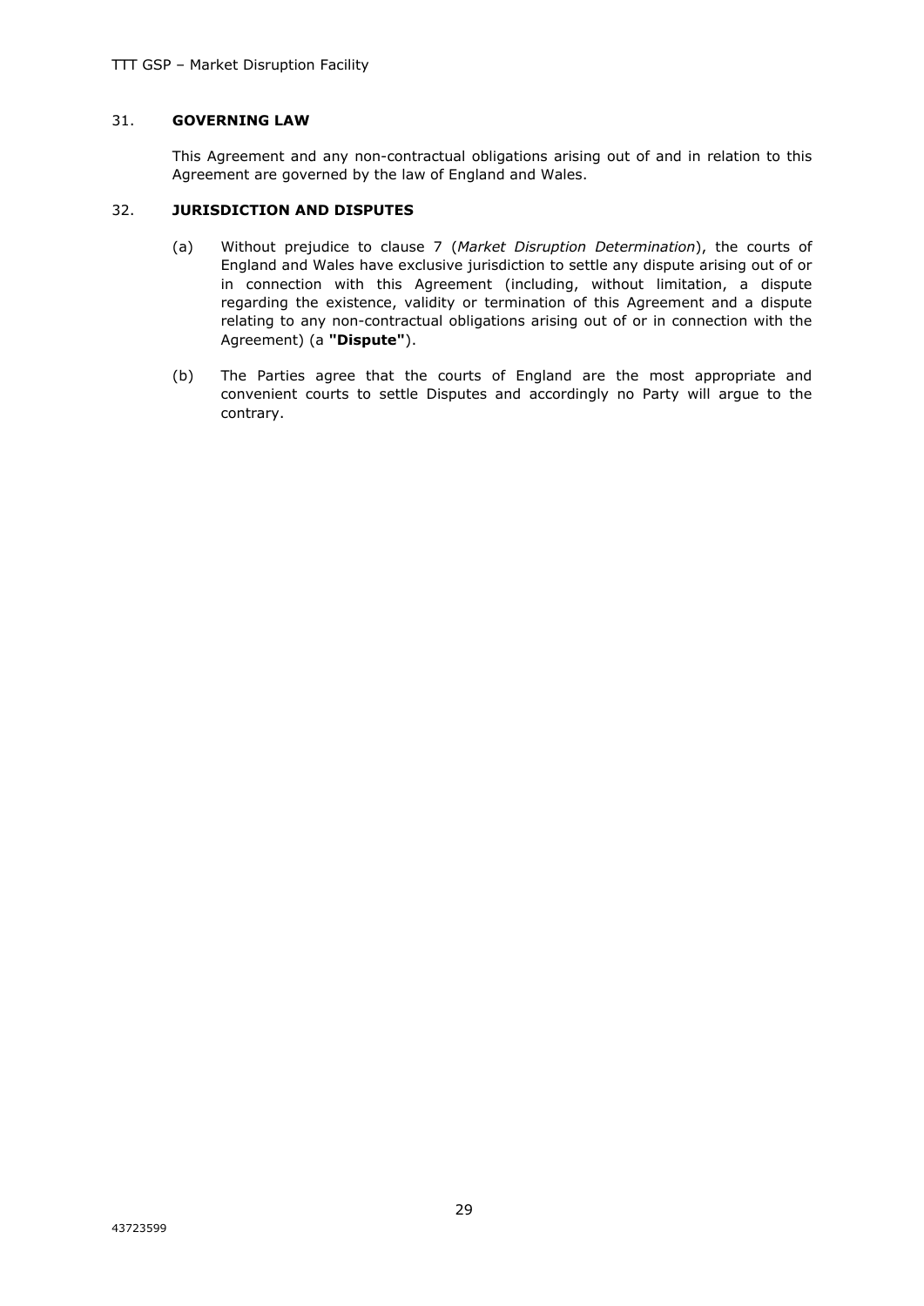## 31. GOVERNING LAW

This Agreement and any non-contractual obligations arising out of and in relation to this Agreement are governed by the law of England and Wales.

## 32. JURISDICTION AND DISPUTES

(a) Without prejudice to clause 7 (*Market Disruption Determination*), the courts of England and Wales have exclusive jurisdiction to settle any dispute arising out of or in connection with this Agreement (including, without limitation, a dispute regarding the existence, validity or termination of this Agreement and a dispute relating to any non-contractual obligations arising out of or in connection with the Agreement) (a **"Dispute"**).

(b) The Parties agree that the courts of England are the most appropriate and convenient courts to settle Disputes and accordingly no Party will argue to the contrary.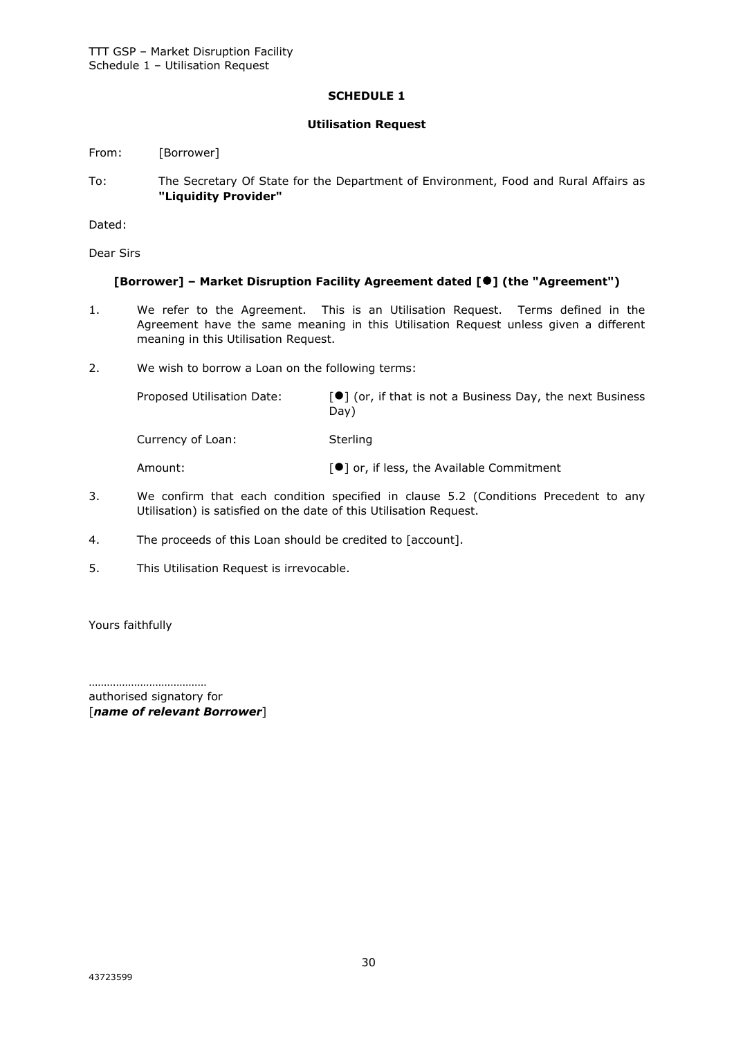# SCHEDULE 1

## Utilisation Request

From: [Borrower]

To: The Secretary Of State for the Department of Environment, Food and Rural Affairs as **"Liquidity Provider"**

Dated:

Dear Sirs

**[Borrower] – Market Disruption Facility Agreement dated [●] (the "Agreement")**

1. We refer to the Agreement. This is an Utilisation Request. Terms defined in the Agreement have the same meaning in this Utilisation Request unless given a different meaning in this Utilisation Request.

2. We wish to borrow a Loan on the following terms:

| | |
|---|---|
| Proposed Utilisation Date: | [●] (or, if that is not a Business Day, the next Business Day) |
| Currency of Loan: | Sterling |
| Amount: | [●] or, if less, the Available Commitment |

3. We confirm that each condition specified in clause 5.2 (Conditions Precedent to any Utilisation) is satisfied on the date of this Utilisation Request.

4. The proceeds of this Loan should be credited to [account].

5. This Utilisation Request is irrevocable.

Yours faithfully

…………………………………
authorised signatory for
[***name of relevant Borrower***]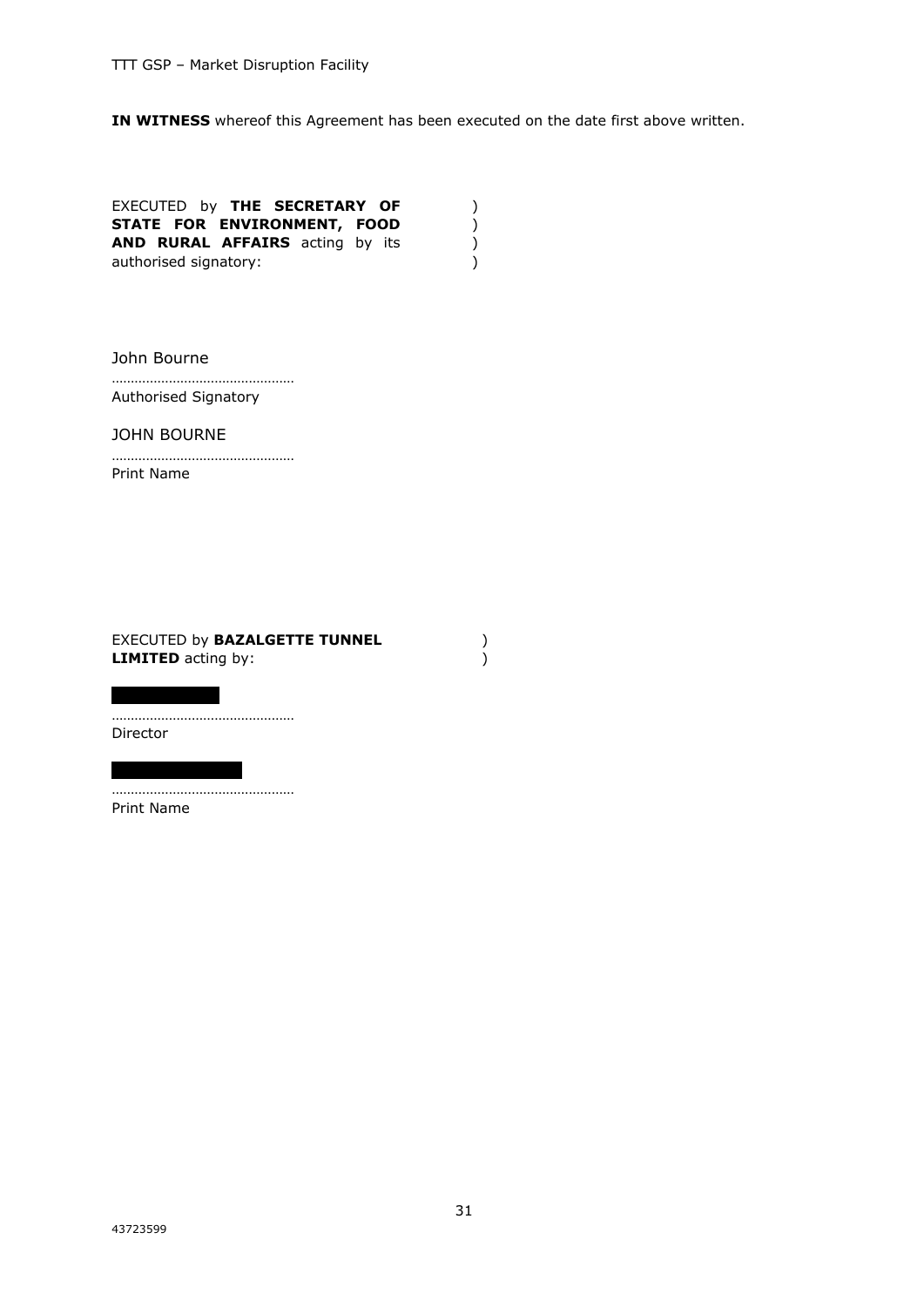**IN WITNESS** whereof this Agreement has been executed on the date first above written.

EXECUTED by **THE SECRETARY OF STATE FOR ENVIRONMENT, FOOD AND RURAL AFFAIRS** acting by its authorised signatory: )

John Bourne

…………………………………………

Authorised Signatory

JOHN BOURNE

…………………………………………

Print Name

EXECUTED by **BAZALGETTE TUNNEL LIMITED** acting by: )

…………………………………………

Director

…………………………………………

Print Name